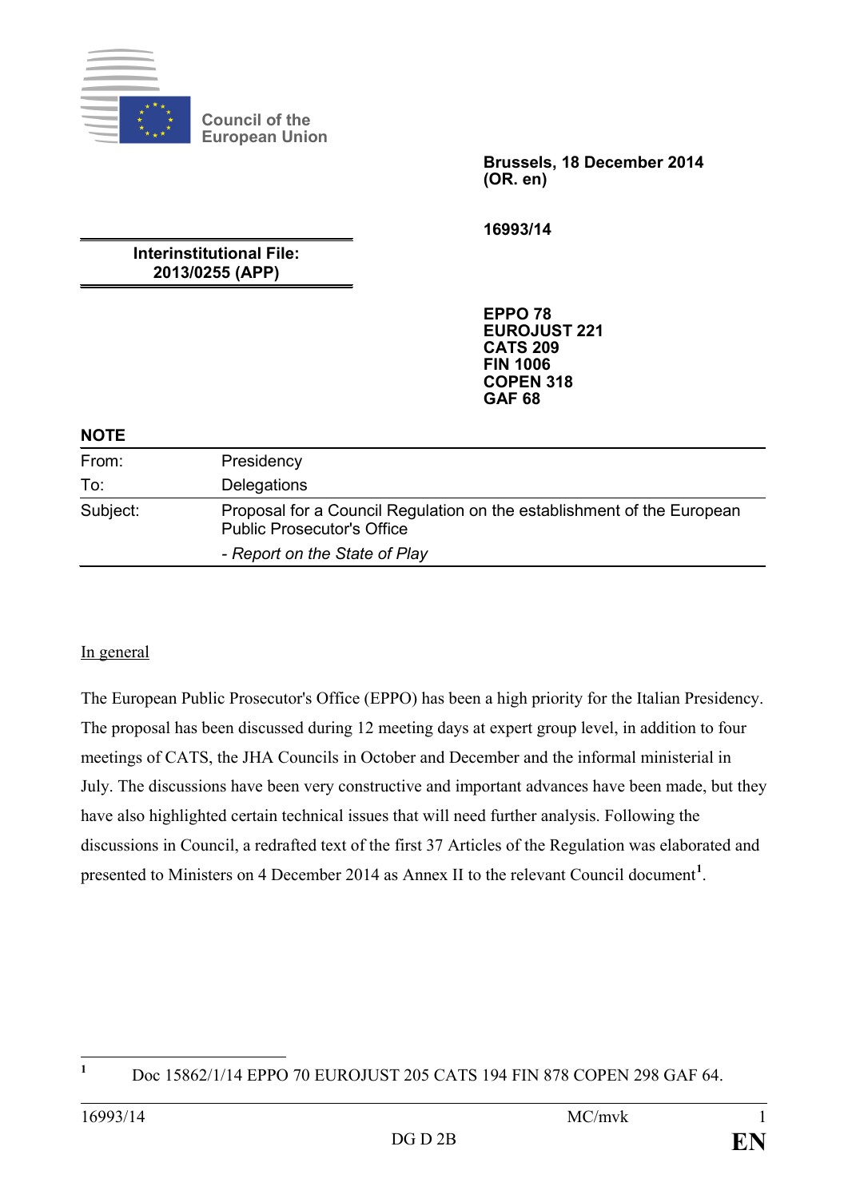Council of the European Union

**Brussels, 18 December 2014**
**(OR. en)**

**16993/14**

**Interinstitutional File:**
**2013/0255 (APP)**

**EPPO 78**
**EUROJUST 221**
**CATS 209**
**FIN 1006**
**COPEN 318**
**GAF 68**

**NOTE**

| | |
|---|---|
| From: | Presidency |
| To: | Delegations |
| Subject: | Proposal for a Council Regulation on the establishment of the European Public Prosecutor's Office<br>*- Report on the State of Play* |

In general

The European Public Prosecutor's Office (EPPO) has been a high priority for the Italian Presidency. The proposal has been discussed during 12 meeting days at expert group level, in addition to four meetings of CATS, the JHA Councils in October and December and the informal ministerial in July. The discussions have been very constructive and important advances have been made, but they have also highlighted certain technical issues that will need further analysis. Following the discussions in Council, a redrafted text of the first 37 Articles of the Regulation was elaborated and presented to Ministers on 4 December 2014 as Annex II to the relevant Council document[1].

[1] Doc 15862/1/14 EPPO 70 EUROJUST 205 CATS 194 FIN 878 COPEN 298 GAF 64.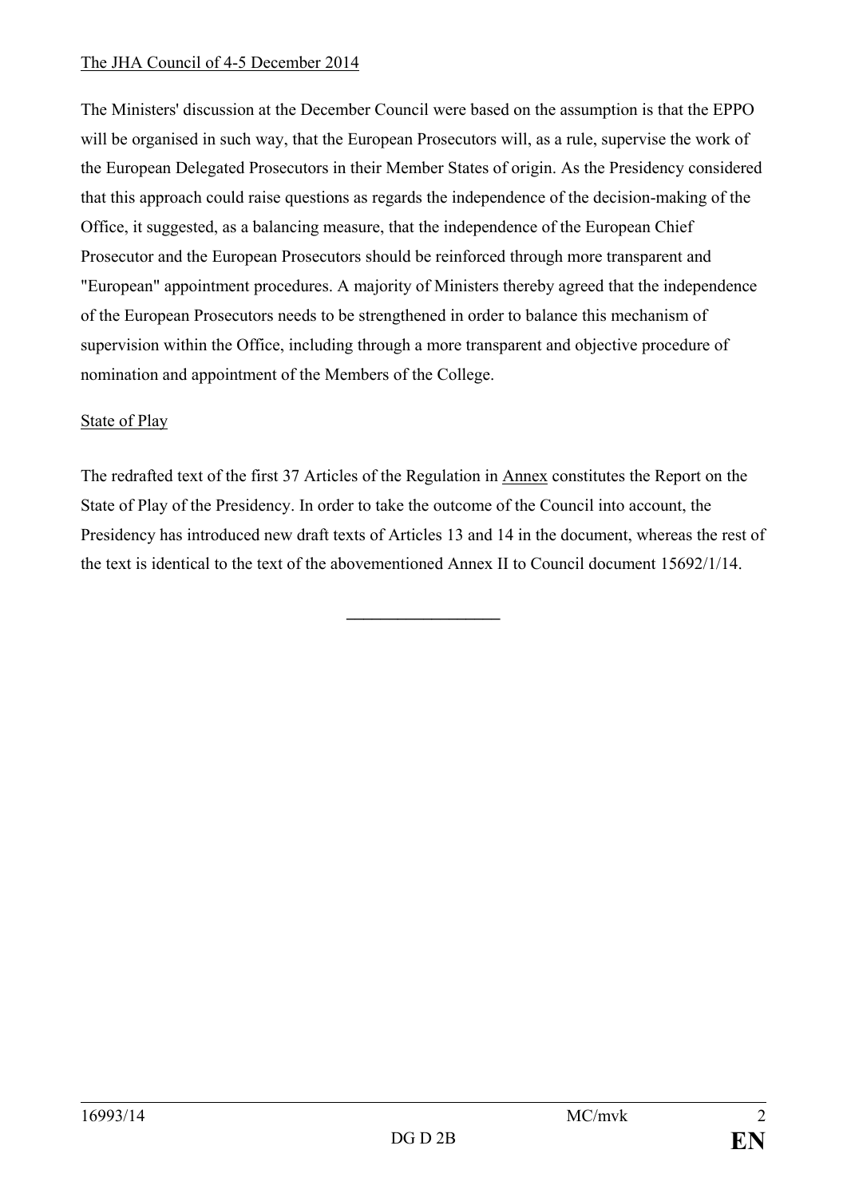The JHA Council of 4-5 December 2014

The Ministers' discussion at the December Council were based on the assumption is that the EPPO will be organised in such way, that the European Prosecutors will, as a rule, supervise the work of the European Delegated Prosecutors in their Member States of origin. As the Presidency considered that this approach could raise questions as regards the independence of the decision-making of the Office, it suggested, as a balancing measure, that the independence of the European Chief Prosecutor and the European Prosecutors should be reinforced through more transparent and "European" appointment procedures. A majority of Ministers thereby agreed that the independence of the European Prosecutors needs to be strengthened in order to balance this mechanism of supervision within the Office, including through a more transparent and objective procedure of nomination and appointment of the Members of the College.

State of Play

The redrafted text of the first 37 Articles of the Regulation in Annex constitutes the Report on the State of Play of the Presidency. In order to take the outcome of the Council into account, the Presidency has introduced new draft texts of Articles 13 and 14 in the document, whereas the rest of the text is identical to the text of the abovementioned Annex II to Council document 15692/1/14.

---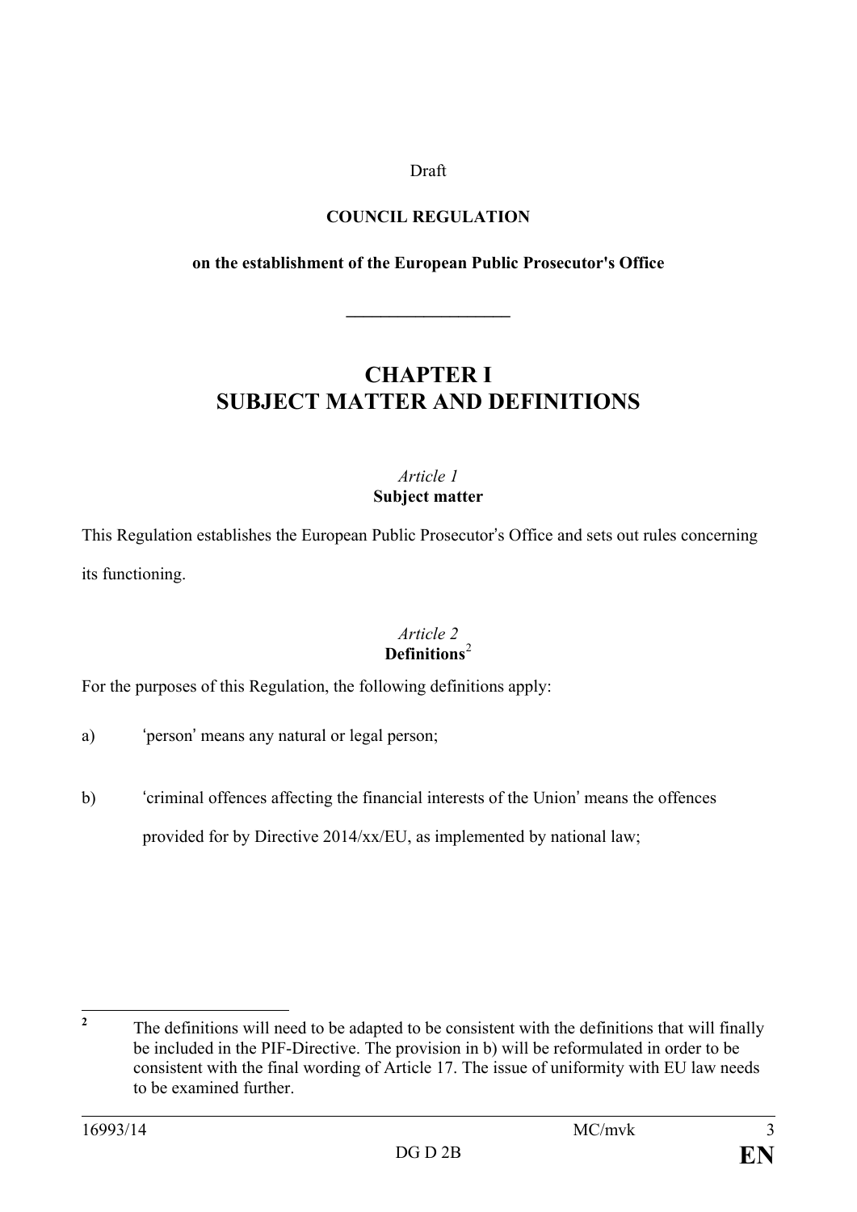Draft

**COUNCIL REGULATION**

**on the establishment of the European Public Prosecutor's Office**

___________________

# CHAPTER I
# SUBJECT MATTER AND DEFINITIONS

*Article 1*
**Subject matter**

This Regulation establishes the European Public Prosecutor's Office and sets out rules concerning its functioning.

*Article 2*
**Definitions**[2]

For the purposes of this Regulation, the following definitions apply:

a) 'person' means any natural or legal person;

b) 'criminal offences affecting the financial interests of the Union' means the offences provided for by Directive 2014/xx/EU, as implemented by national law;

---

[2] The definitions will need to be adapted to be consistent with the definitions that will finally be included in the PIF-Directive. The provision in b) will be reformulated in order to be consistent with the final wording of Article 17. The issue of uniformity with EU law needs to be examined further.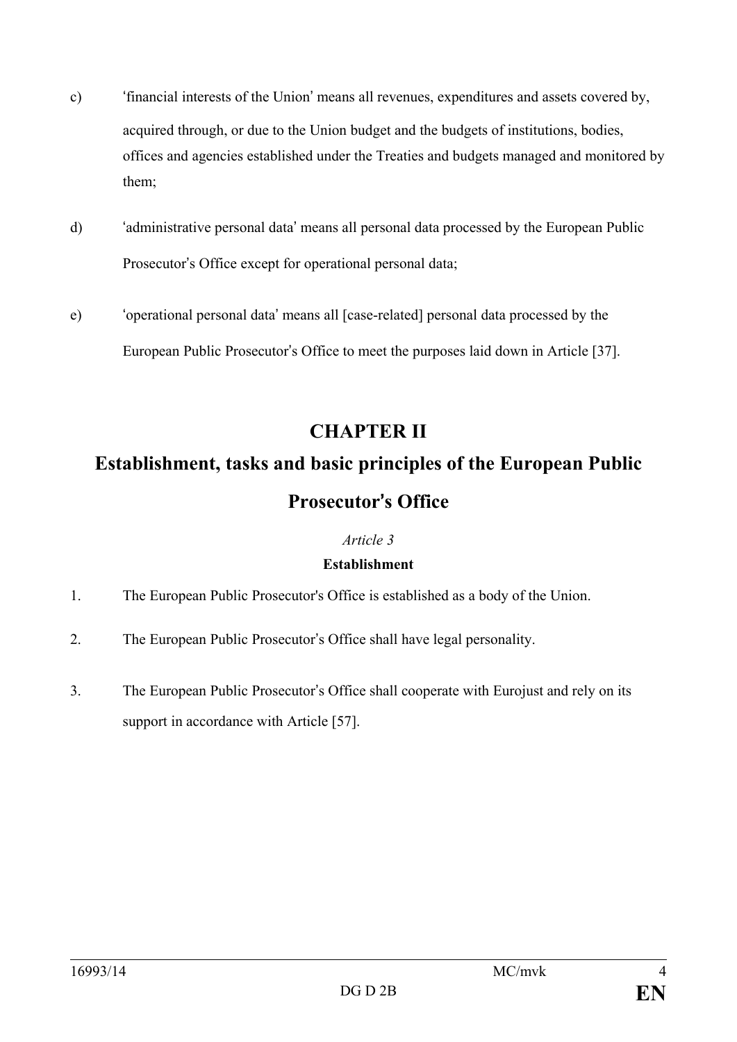c) ʻfinancial interests of the Unionʼ means all revenues, expenditures and assets covered by, acquired through, or due to the Union budget and the budgets of institutions, bodies, offices and agencies established under the Treaties and budgets managed and monitored by them;

d) ʻadministrative personal dataʼ means all personal data processed by the European Public Prosecutorʼs Office except for operational personal data;

e) ʻoperational personal dataʼ means all [case-related] personal data processed by the European Public Prosecutorʼs Office to meet the purposes laid down in Article [37].

## CHAPTER II

## Establishment, tasks and basic principles of the European Public Prosecutorʼs Office

*Article 3*

**Establishment**

1. The European Public Prosecutor's Office is established as a body of the Union.

2. The European Public Prosecutorʼs Office shall have legal personality.

3. The European Public Prosecutorʼs Office shall cooperate with Eurojust and rely on its support in accordance with Article [57].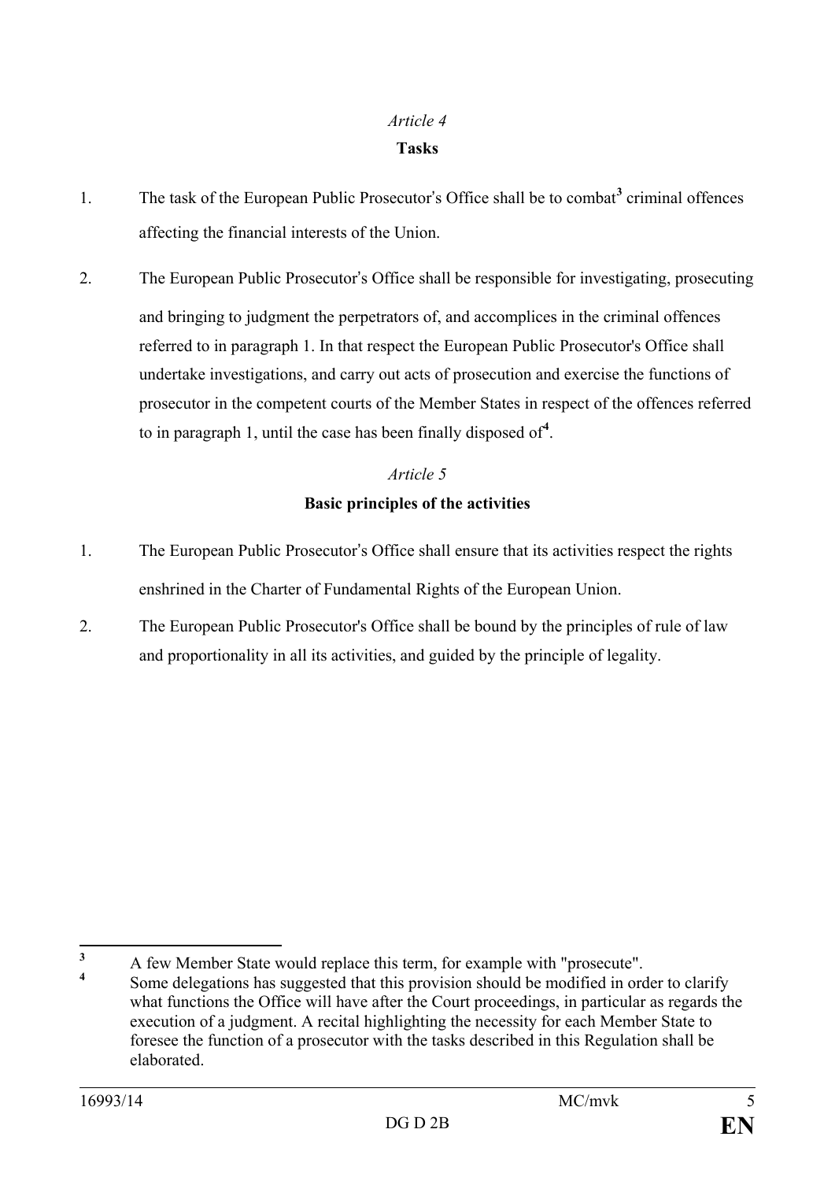*Article 4*

**Tasks**

1. The task of the European Public Prosecutor's Office shall be to combat[3] criminal offences affecting the financial interests of the Union.

2. The European Public Prosecutor's Office shall be responsible for investigating, prosecuting and bringing to judgment the perpetrators of, and accomplices in the criminal offences referred to in paragraph 1. In that respect the European Public Prosecutor's Office shall undertake investigations, and carry out acts of prosecution and exercise the functions of prosecutor in the competent courts of the Member States in respect of the offences referred to in paragraph 1, until the case has been finally disposed of[4].

*Article 5*

**Basic principles of the activities**

1. The European Public Prosecutor's Office shall ensure that its activities respect the rights enshrined in the Charter of Fundamental Rights of the European Union.

2. The European Public Prosecutor's Office shall be bound by the principles of rule of law and proportionality in all its activities, and guided by the principle of legality.

---

[3] A few Member State would replace this term, for example with "prosecute".

[4] Some delegations has suggested that this provision should be modified in order to clarify what functions the Office will have after the Court proceedings, in particular as regards the execution of a judgment. A recital highlighting the necessity for each Member State to foresee the function of a prosecutor with the tasks described in this Regulation shall be elaborated.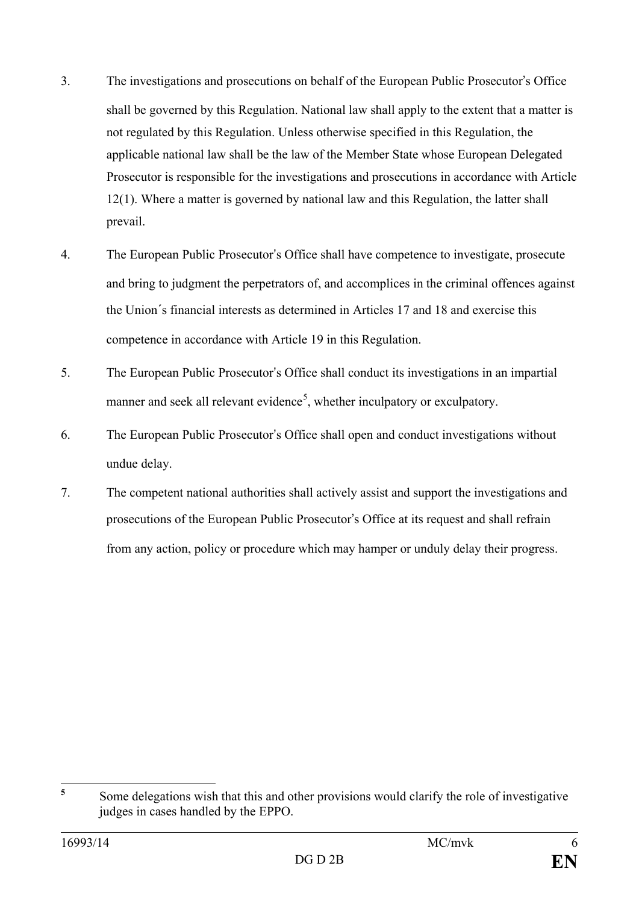3. The investigations and prosecutions on behalf of the European Public Prosecutor's Office shall be governed by this Regulation. National law shall apply to the extent that a matter is not regulated by this Regulation. Unless otherwise specified in this Regulation, the applicable national law shall be the law of the Member State whose European Delegated Prosecutor is responsible for the investigations and prosecutions in accordance with Article 12(1). Where a matter is governed by national law and this Regulation, the latter shall prevail.

4. The European Public Prosecutor's Office shall have competence to investigate, prosecute and bring to judgment the perpetrators of, and accomplices in the criminal offences against the Union´s financial interests as determined in Articles 17 and 18 and exercise this competence in accordance with Article 19 in this Regulation.

5. The European Public Prosecutor's Office shall conduct its investigations in an impartial manner and seek all relevant evidence[5], whether inculpatory or exculpatory.

6. The European Public Prosecutor's Office shall open and conduct investigations without undue delay.

7. The competent national authorities shall actively assist and support the investigations and prosecutions of the European Public Prosecutor's Office at its request and shall refrain from any action, policy or procedure which may hamper or unduly delay their progress.

---

[5] Some delegations wish that this and other provisions would clarify the role of investigative judges in cases handled by the EPPO.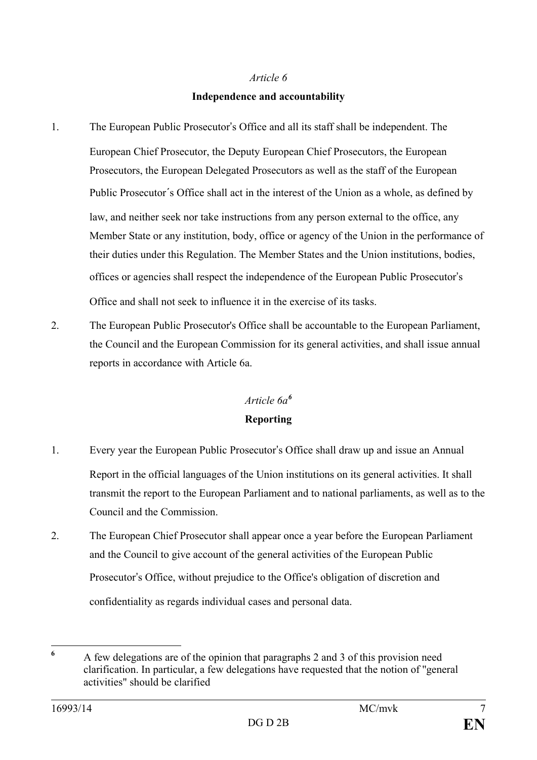*Article 6*

**Independence and accountability**

1. The European Public Prosecutorʹs Office and all its staff shall be independent. The European Chief Prosecutor, the Deputy European Chief Prosecutors, the European Prosecutors, the European Delegated Prosecutors as well as the staff of the European Public Prosecutor´s Office shall act in the interest of the Union as a whole, as defined by law, and neither seek nor take instructions from any person external to the office, any Member State or any institution, body, office or agency of the Union in the performance of their duties under this Regulation. The Member States and the Union institutions, bodies, offices or agencies shall respect the independence of the European Public Prosecutorʹs Office and shall not seek to influence it in the exercise of its tasks.

2. The European Public Prosecutor's Office shall be accountable to the European Parliament, the Council and the European Commission for its general activities, and shall issue annual reports in accordance with Article 6a.

*Article 6a*[6]

**Reporting**

1. Every year the European Public Prosecutorʹs Office shall draw up and issue an Annual Report in the official languages of the Union institutions on its general activities. It shall transmit the report to the European Parliament and to national parliaments, as well as to the Council and the Commission.

2. The European Chief Prosecutor shall appear once a year before the European Parliament and the Council to give account of the general activities of the European Public Prosecutorʹs Office, without prejudice to the Office's obligation of discretion and confidentiality as regards individual cases and personal data.

---

[6] A few delegations are of the opinion that paragraphs 2 and 3 of this provision need clarification. In particular, a few delegations have requested that the notion of "general activities" should be clarified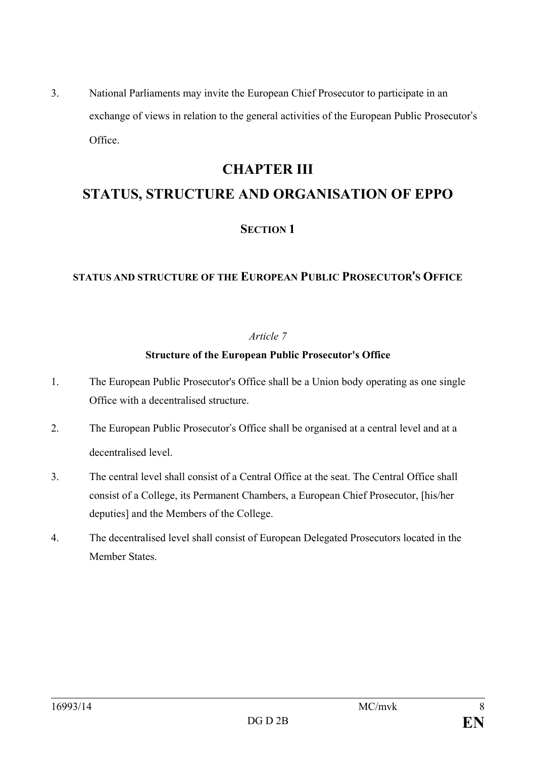3. National Parliaments may invite the European Chief Prosecutor to participate in an exchange of views in relation to the general activities of the European Public Prosecutor's Office.

# CHAPTER III

# STATUS, STRUCTURE AND ORGANISATION OF EPPO

## SECTION 1

### STATUS AND STRUCTURE OF THE EUROPEAN PUBLIC PROSECUTOR'S OFFICE

*Article 7*

**Structure of the European Public Prosecutor's Office**

1. The European Public Prosecutor's Office shall be a Union body operating as one single Office with a decentralised structure.

2. The European Public Prosecutor's Office shall be organised at a central level and at a decentralised level.

3. The central level shall consist of a Central Office at the seat. The Central Office shall consist of a College, its Permanent Chambers, a European Chief Prosecutor, [his/her deputies] and the Members of the College.

4. The decentralised level shall consist of European Delegated Prosecutors located in the Member States.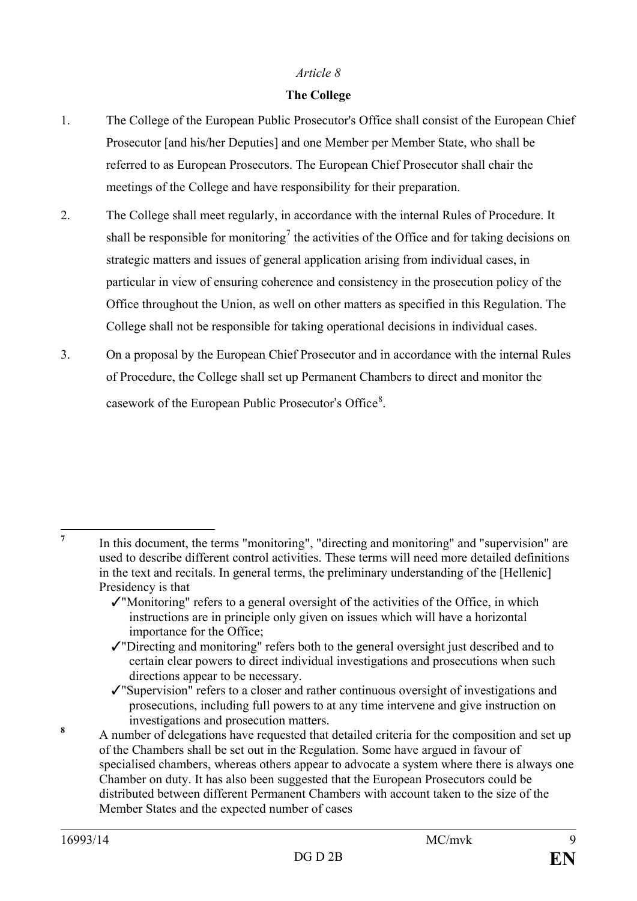*Article 8*

**The College**

1. The College of the European Public Prosecutor's Office shall consist of the European Chief Prosecutor [and his/her Deputies] and one Member per Member State, who shall be referred to as European Prosecutors. The European Chief Prosecutor shall chair the meetings of the College and have responsibility for their preparation.

2. The College shall meet regularly, in accordance with the internal Rules of Procedure. It shall be responsible for monitoring[7] the activities of the Office and for taking decisions on strategic matters and issues of general application arising from individual cases, in particular in view of ensuring coherence and consistency in the prosecution policy of the Office throughout the Union, as well on other matters as specified in this Regulation. The College shall not be responsible for taking operational decisions in individual cases.

3. On a proposal by the European Chief Prosecutor and in accordance with the internal Rules of Procedure, the College shall set up Permanent Chambers to direct and monitor the casework of the European Public Prosecutor's Office[8].

---

[7] In this document, the terms "monitoring", "directing and monitoring" and "supervision" are used to describe different control activities. These terms will need more detailed definitions in the text and recitals. In general terms, the preliminary understanding of the [Hellenic] Presidency is that

- ✓"Monitoring" refers to a general oversight of the activities of the Office, in which instructions are in principle only given on issues which will have a horizontal importance for the Office;
- ✓"Directing and monitoring" refers both to the general oversight just described and to certain clear powers to direct individual investigations and prosecutions when such directions appear to be necessary.
- ✓"Supervision" refers to a closer and rather continuous oversight of investigations and prosecutions, including full powers to at any time intervene and give instruction on investigations and prosecution matters.

[8] A number of delegations have requested that detailed criteria for the composition and set up of the Chambers shall be set out in the Regulation. Some have argued in favour of specialised chambers, whereas others appear to advocate a system where there is always one Chamber on duty. It has also been suggested that the European Prosecutors could be distributed between different Permanent Chambers with account taken to the size of the Member States and the expected number of cases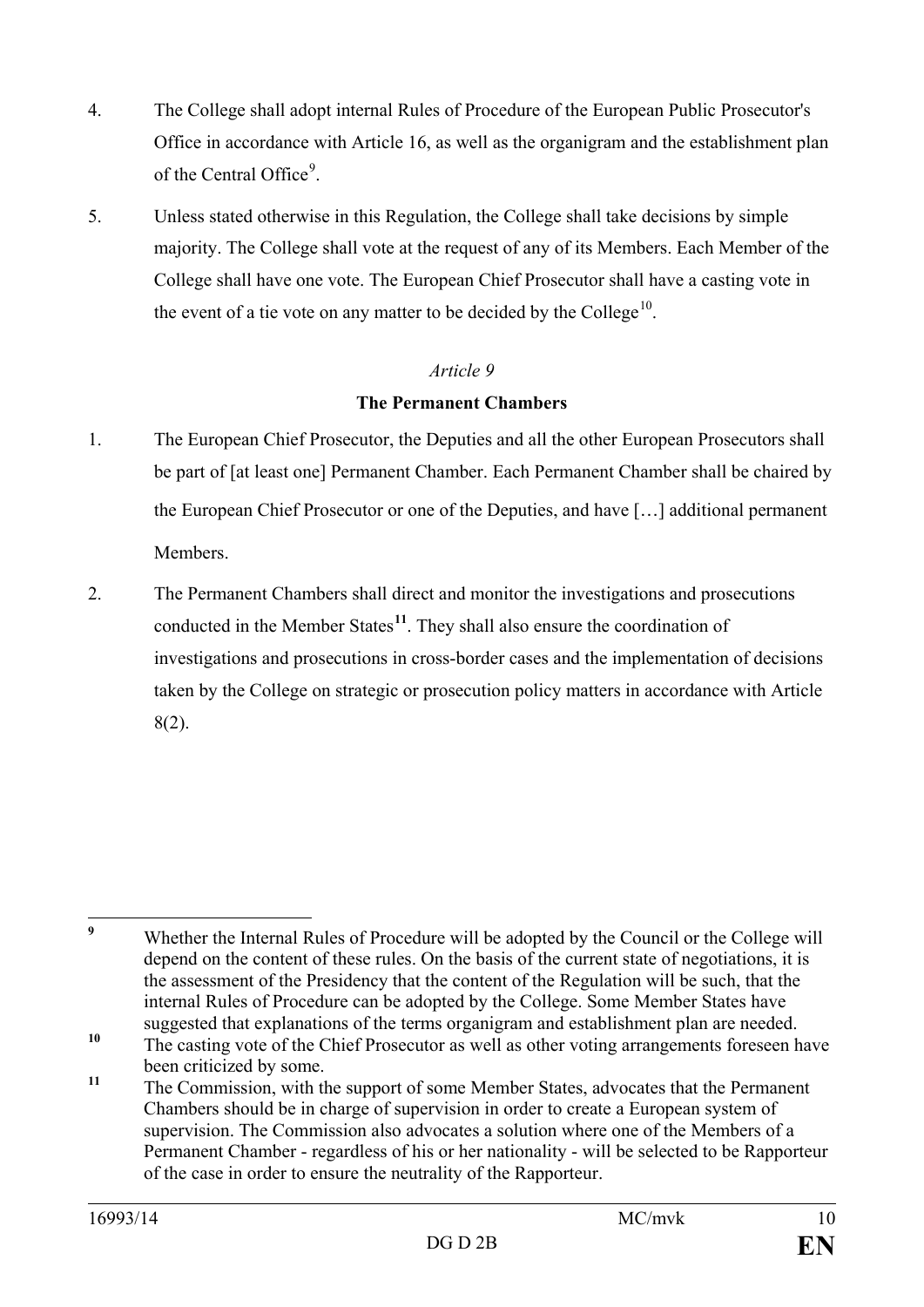4. The College shall adopt internal Rules of Procedure of the European Public Prosecutor's Office in accordance with Article 16, as well as the organigram and the establishment plan of the Central Office[9].

5. Unless stated otherwise in this Regulation, the College shall take decisions by simple majority. The College shall vote at the request of any of its Members. Each Member of the College shall have one vote. The European Chief Prosecutor shall have a casting vote in the event of a tie vote on any matter to be decided by the College[10].

*Article 9*

**The Permanent Chambers**

1. The European Chief Prosecutor, the Deputies and all the other European Prosecutors shall be part of [at least one] Permanent Chamber. Each Permanent Chamber shall be chaired by the European Chief Prosecutor or one of the Deputies, and have […] additional permanent Members.

2. The Permanent Chambers shall direct and monitor the investigations and prosecutions conducted in the Member States[11]. They shall also ensure the coordination of investigations and prosecutions in cross-border cases and the implementation of decisions taken by the College on strategic or prosecution policy matters in accordance with Article 8(2).

---

[9] Whether the Internal Rules of Procedure will be adopted by the Council or the College will depend on the content of these rules. On the basis of the current state of negotiations, it is the assessment of the Presidency that the content of the Regulation will be such, that the internal Rules of Procedure can be adopted by the College. Some Member States have suggested that explanations of the terms organigram and establishment plan are needed.

[10] The casting vote of the Chief Prosecutor as well as other voting arrangements foreseen have been criticized by some.

[11] The Commission, with the support of some Member States, advocates that the Permanent Chambers should be in charge of supervision in order to create a European system of supervision. The Commission also advocates a solution where one of the Members of a Permanent Chamber - regardless of his or her nationality - will be selected to be Rapporteur of the case in order to ensure the neutrality of the Rapporteur.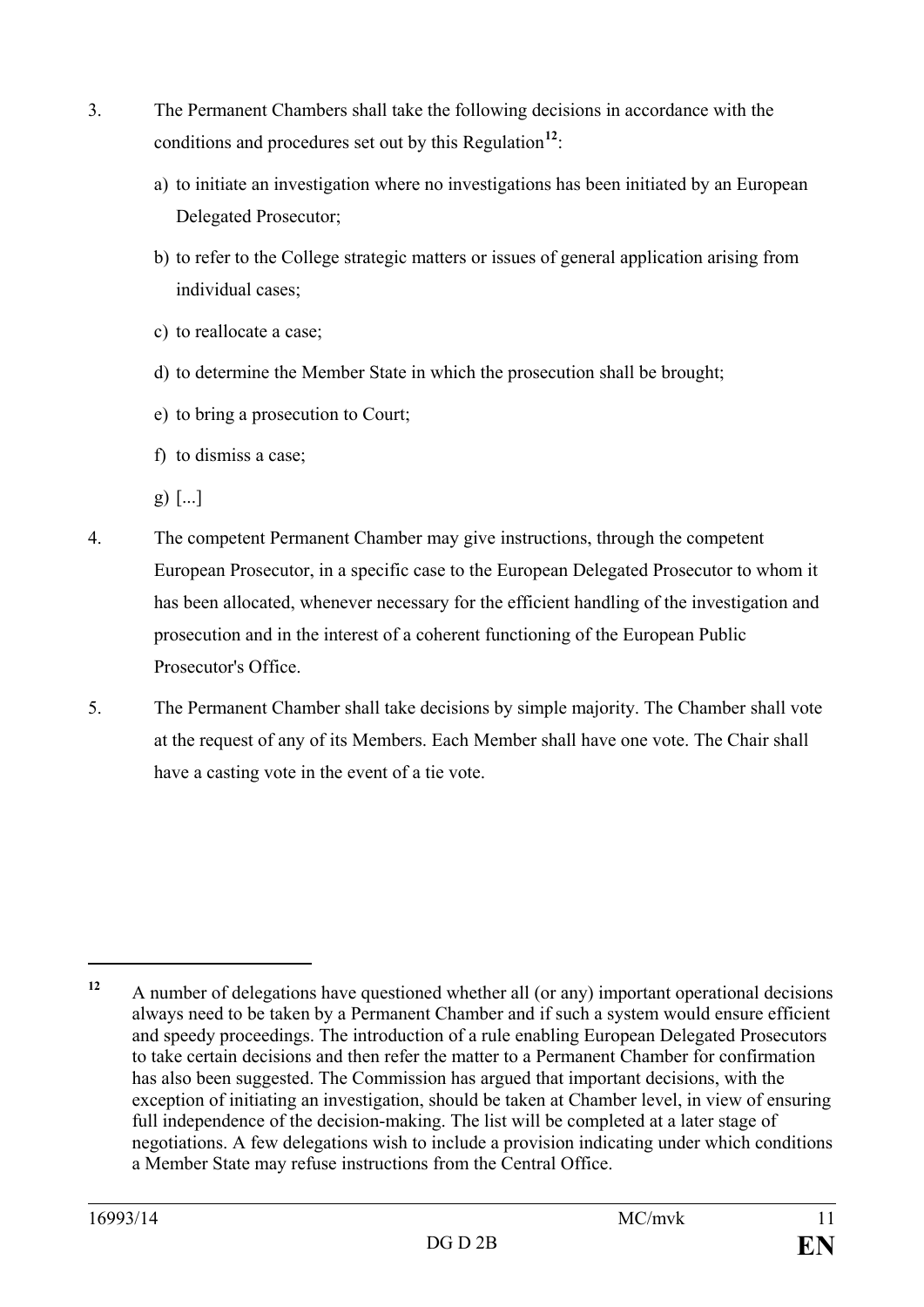3. The Permanent Chambers shall take the following decisions in accordance with the conditions and procedures set out by this Regulation[12]:

   a) to initiate an investigation where no investigations has been initiated by an European Delegated Prosecutor;

   b) to refer to the College strategic matters or issues of general application arising from individual cases;

   c) to reallocate a case;

   d) to determine the Member State in which the prosecution shall be brought;

   e) to bring a prosecution to Court;

   f) to dismiss a case;

   g) [...]

4. The competent Permanent Chamber may give instructions, through the competent European Prosecutor, in a specific case to the European Delegated Prosecutor to whom it has been allocated, whenever necessary for the efficient handling of the investigation and prosecution and in the interest of a coherent functioning of the European Public Prosecutor's Office.

5. The Permanent Chamber shall take decisions by simple majority. The Chamber shall vote at the request of any of its Members. Each Member shall have one vote. The Chair shall have a casting vote in the event of a tie vote.

---

[12] A number of delegations have questioned whether all (or any) important operational decisions always need to be taken by a Permanent Chamber and if such a system would ensure efficient and speedy proceedings. The introduction of a rule enabling European Delegated Prosecutors to take certain decisions and then refer the matter to a Permanent Chamber for confirmation has also been suggested. The Commission has argued that important decisions, with the exception of initiating an investigation, should be taken at Chamber level, in view of ensuring full independence of the decision-making. The list will be completed at a later stage of negotiations. A few delegations wish to include a provision indicating under which conditions a Member State may refuse instructions from the Central Office.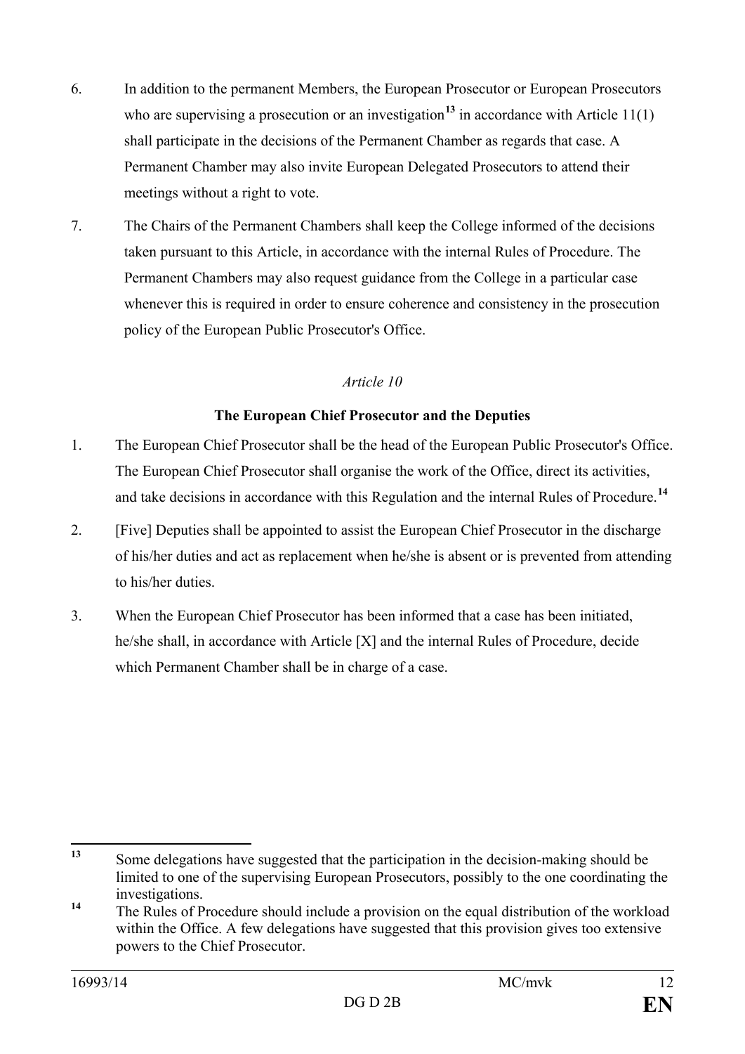6. In addition to the permanent Members, the European Prosecutor or European Prosecutors who are supervising a prosecution or an investigation[13] in accordance with Article 11(1) shall participate in the decisions of the Permanent Chamber as regards that case. A Permanent Chamber may also invite European Delegated Prosecutors to attend their meetings without a right to vote.

7. The Chairs of the Permanent Chambers shall keep the College informed of the decisions taken pursuant to this Article, in accordance with the internal Rules of Procedure. The Permanent Chambers may also request guidance from the College in a particular case whenever this is required in order to ensure coherence and consistency in the prosecution policy of the European Public Prosecutor's Office.

*Article 10*

**The European Chief Prosecutor and the Deputies**

1. The European Chief Prosecutor shall be the head of the European Public Prosecutor's Office. The European Chief Prosecutor shall organise the work of the Office, direct its activities, and take decisions in accordance with this Regulation and the internal Rules of Procedure.[14]

2. [Five] Deputies shall be appointed to assist the European Chief Prosecutor in the discharge of his/her duties and act as replacement when he/she is absent or is prevented from attending to his/her duties.

3. When the European Chief Prosecutor has been informed that a case has been initiated, he/she shall, in accordance with Article [X] and the internal Rules of Procedure, decide which Permanent Chamber shall be in charge of a case.

---

[13] Some delegations have suggested that the participation in the decision-making should be limited to one of the supervising European Prosecutors, possibly to the one coordinating the investigations.

[14] The Rules of Procedure should include a provision on the equal distribution of the workload within the Office. A few delegations have suggested that this provision gives too extensive powers to the Chief Prosecutor.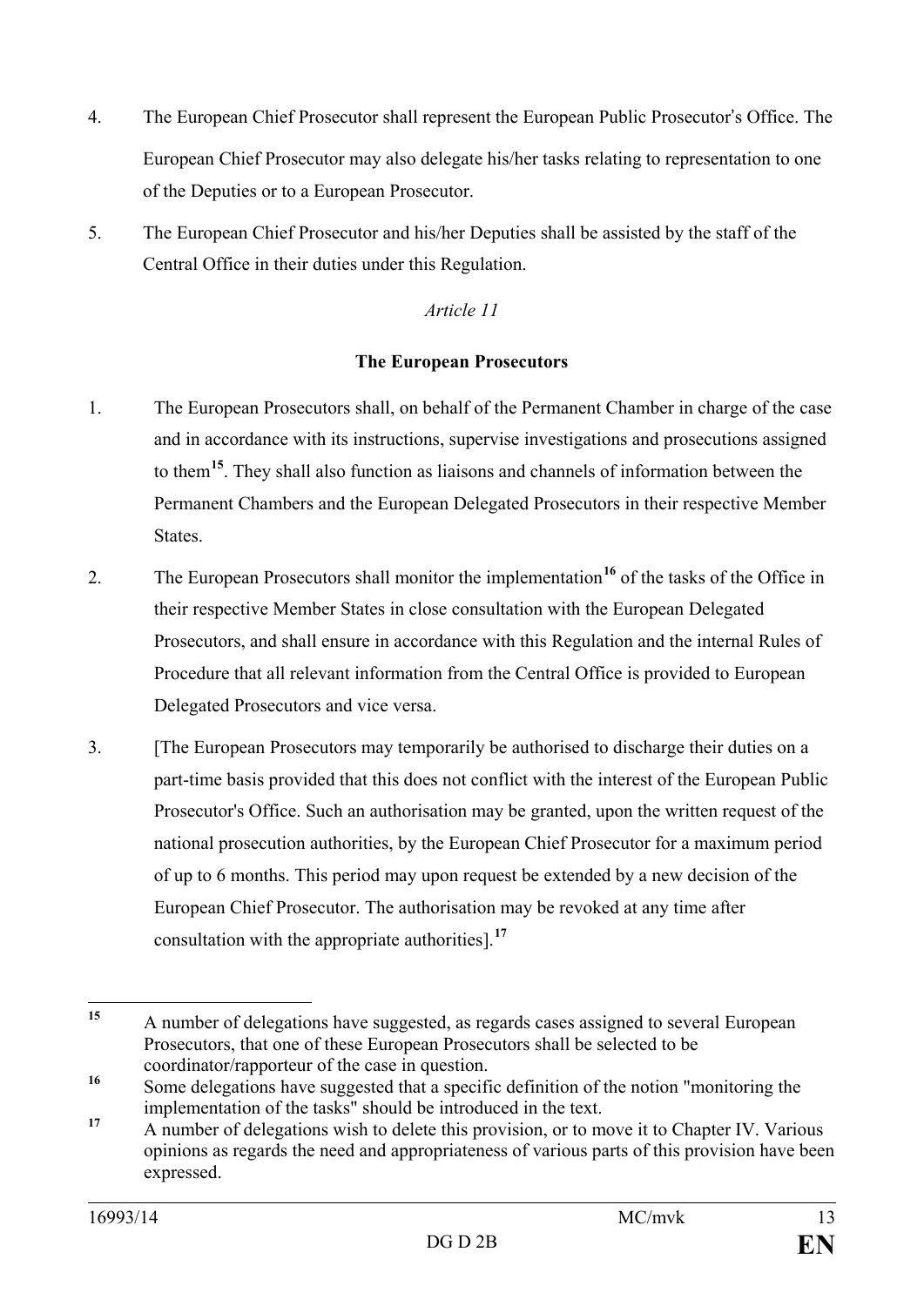4. The European Chief Prosecutor shall represent the European Public Prosecutor's Office. The European Chief Prosecutor may also delegate his/her tasks relating to representation to one of the Deputies or to a European Prosecutor.

5. The European Chief Prosecutor and his/her Deputies shall be assisted by the staff of the Central Office in their duties under this Regulation.

*Article 11*

**The European Prosecutors**

1. The European Prosecutors shall, on behalf of the Permanent Chamber in charge of the case and in accordance with its instructions, supervise investigations and prosecutions assigned to them[15]. They shall also function as liaisons and channels of information between the Permanent Chambers and the European Delegated Prosecutors in their respective Member States.

2. The European Prosecutors shall monitor the implementation[16] of the tasks of the Office in their respective Member States in close consultation with the European Delegated Prosecutors, and shall ensure in accordance with this Regulation and the internal Rules of Procedure that all relevant information from the Central Office is provided to European Delegated Prosecutors and vice versa.

3. [The European Prosecutors may temporarily be authorised to discharge their duties on a part-time basis provided that this does not conflict with the interest of the European Public Prosecutor's Office. Such an authorisation may be granted, upon the written request of the national prosecution authorities, by the European Chief Prosecutor for a maximum period of up to 6 months. This period may upon request be extended by a new decision of the European Chief Prosecutor. The authorisation may be revoked at any time after consultation with the appropriate authorities].[17]

---

[15] A number of delegations have suggested, as regards cases assigned to several European Prosecutors, that one of these European Prosecutors shall be selected to be coordinator/rapporteur of the case in question.

[16] Some delegations have suggested that a specific definition of the notion "monitoring the implementation of the tasks" should be introduced in the text.

[17] A number of delegations wish to delete this provision, or to move it to Chapter IV. Various opinions as regards the need and appropriateness of various parts of this provision have been expressed.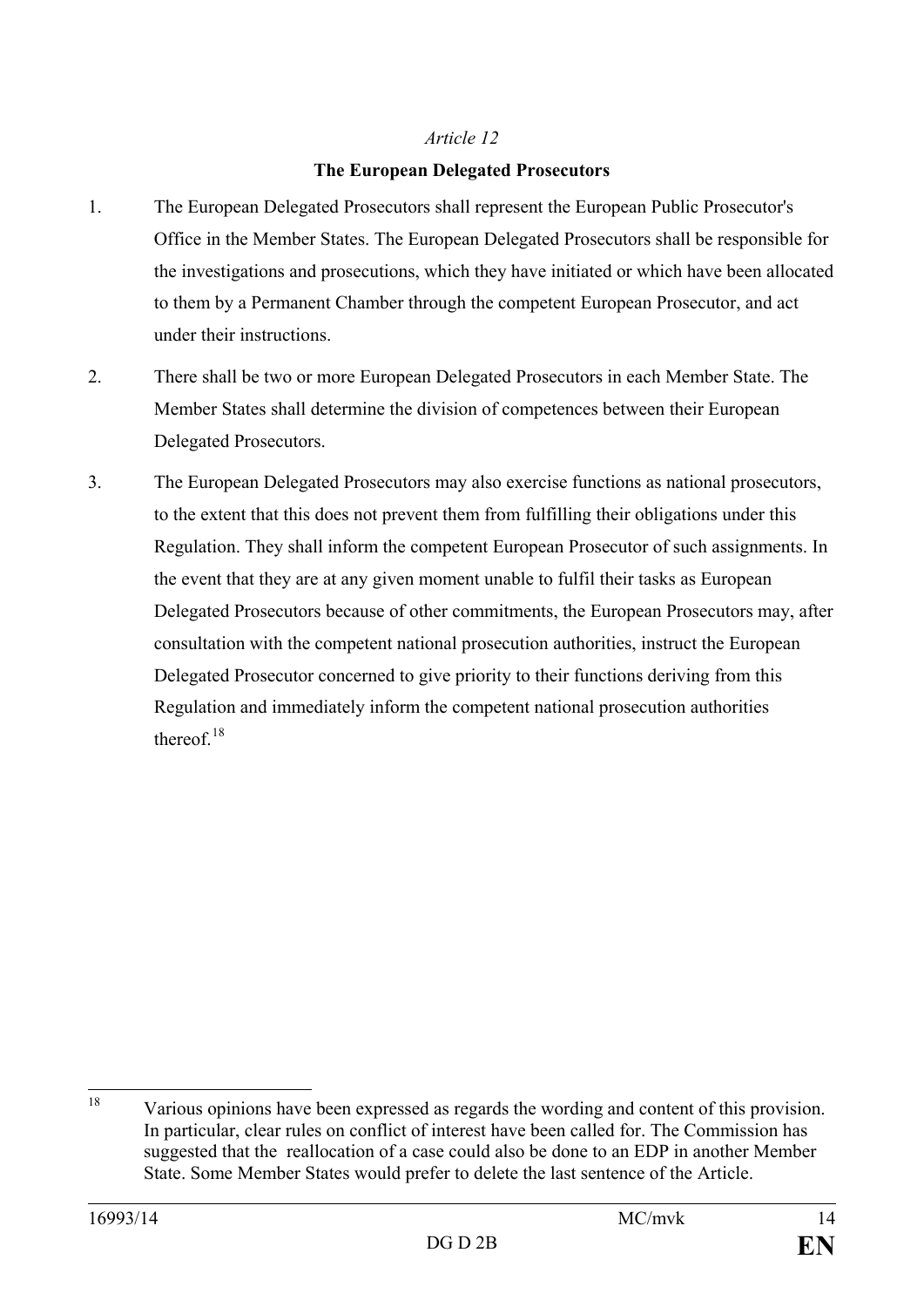*Article 12*

**The European Delegated Prosecutors**

1. The European Delegated Prosecutors shall represent the European Public Prosecutor's Office in the Member States. The European Delegated Prosecutors shall be responsible for the investigations and prosecutions, which they have initiated or which have been allocated to them by a Permanent Chamber through the competent European Prosecutor, and act under their instructions.

2. There shall be two or more European Delegated Prosecutors in each Member State. The Member States shall determine the division of competences between their European Delegated Prosecutors.

3. The European Delegated Prosecutors may also exercise functions as national prosecutors, to the extent that this does not prevent them from fulfilling their obligations under this Regulation. They shall inform the competent European Prosecutor of such assignments. In the event that they are at any given moment unable to fulfil their tasks as European Delegated Prosecutors because of other commitments, the European Prosecutors may, after consultation with the competent national prosecution authorities, instruct the European Delegated Prosecutor concerned to give priority to their functions deriving from this Regulation and immediately inform the competent national prosecution authorities thereof.[18]

---

[18] Various opinions have been expressed as regards the wording and content of this provision. In particular, clear rules on conflict of interest have been called for. The Commission has suggested that the reallocation of a case could also be done to an EDP in another Member State. Some Member States would prefer to delete the last sentence of the Article.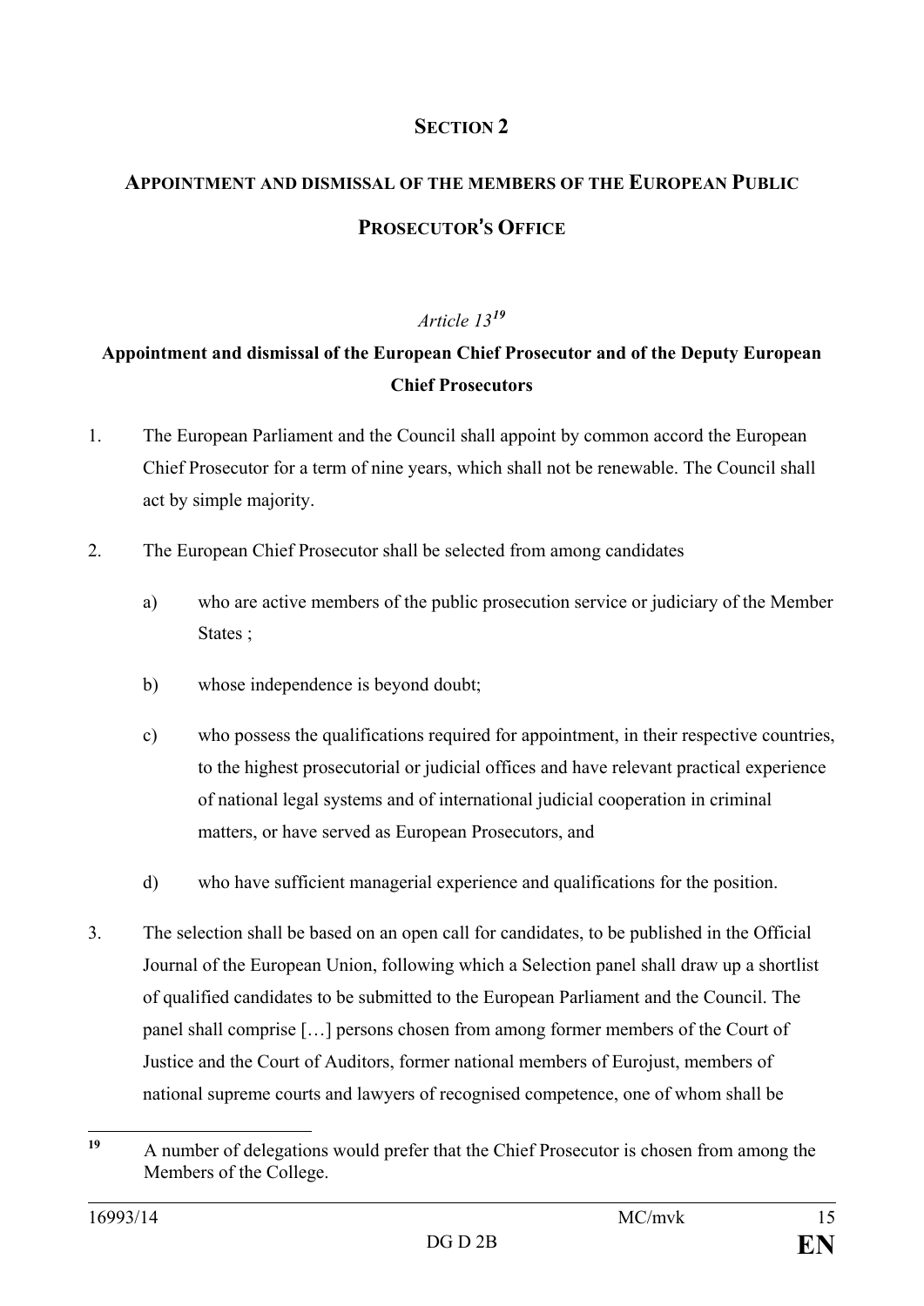## SECTION 2

## APPOINTMENT AND DISMISSAL OF THE MEMBERS OF THE EUROPEAN PUBLIC PROSECUTOR'S OFFICE

*Article 13*[19]

**Appointment and dismissal of the European Chief Prosecutor and of the Deputy European Chief Prosecutors**

1. The European Parliament and the Council shall appoint by common accord the European Chief Prosecutor for a term of nine years, which shall not be renewable. The Council shall act by simple majority.

2. The European Chief Prosecutor shall be selected from among candidates

   a) who are active members of the public prosecution service or judiciary of the Member States ;

   b) whose independence is beyond doubt;

   c) who possess the qualifications required for appointment, in their respective countries, to the highest prosecutorial or judicial offices and have relevant practical experience of national legal systems and of international judicial cooperation in criminal matters, or have served as European Prosecutors, and

   d) who have sufficient managerial experience and qualifications for the position.

3. The selection shall be based on an open call for candidates, to be published in the Official Journal of the European Union, following which a Selection panel shall draw up a shortlist of qualified candidates to be submitted to the European Parliament and the Council. The panel shall comprise […] persons chosen from among former members of the Court of Justice and the Court of Auditors, former national members of Eurojust, members of national supreme courts and lawyers of recognised competence, one of whom shall be

---

[19] A number of delegations would prefer that the Chief Prosecutor is chosen from among the Members of the College.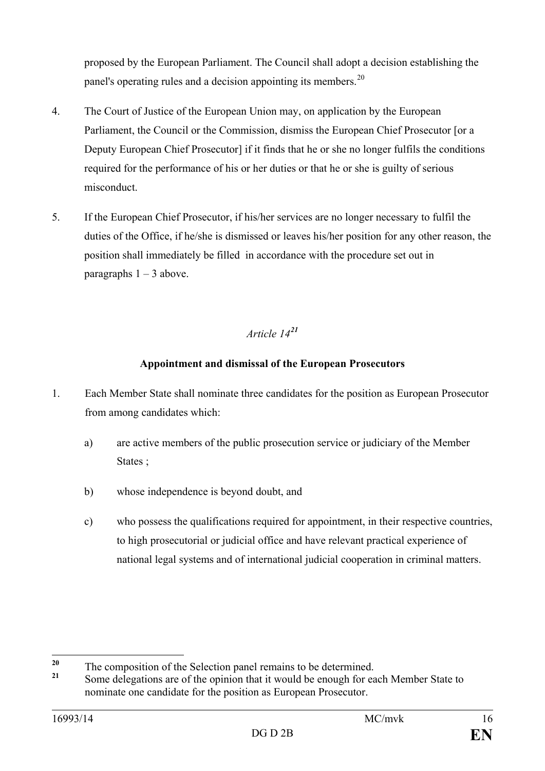proposed by the European Parliament. The Council shall adopt a decision establishing the panel's operating rules and a decision appointing its members.[20]

4. The Court of Justice of the European Union may, on application by the European Parliament, the Council or the Commission, dismiss the European Chief Prosecutor [or a Deputy European Chief Prosecutor] if it finds that he or she no longer fulfils the conditions required for the performance of his or her duties or that he or she is guilty of serious misconduct.

5. If the European Chief Prosecutor, if his/her services are no longer necessary to fulfil the duties of the Office, if he/she is dismissed or leaves his/her position for any other reason, the position shall immediately be filled in accordance with the procedure set out in paragraphs 1 – 3 above.

*Article 14*[21]

**Appointment and dismissal of the European Prosecutors**

1. Each Member State shall nominate three candidates for the position as European Prosecutor from among candidates which:

   a) are active members of the public prosecution service or judiciary of the Member States ;

   b) whose independence is beyond doubt, and

   c) who possess the qualifications required for appointment, in their respective countries, to high prosecutorial or judicial office and have relevant practical experience of national legal systems and of international judicial cooperation in criminal matters.

---

[20] The composition of the Selection panel remains to be determined.

[21] Some delegations are of the opinion that it would be enough for each Member State to nominate one candidate for the position as European Prosecutor.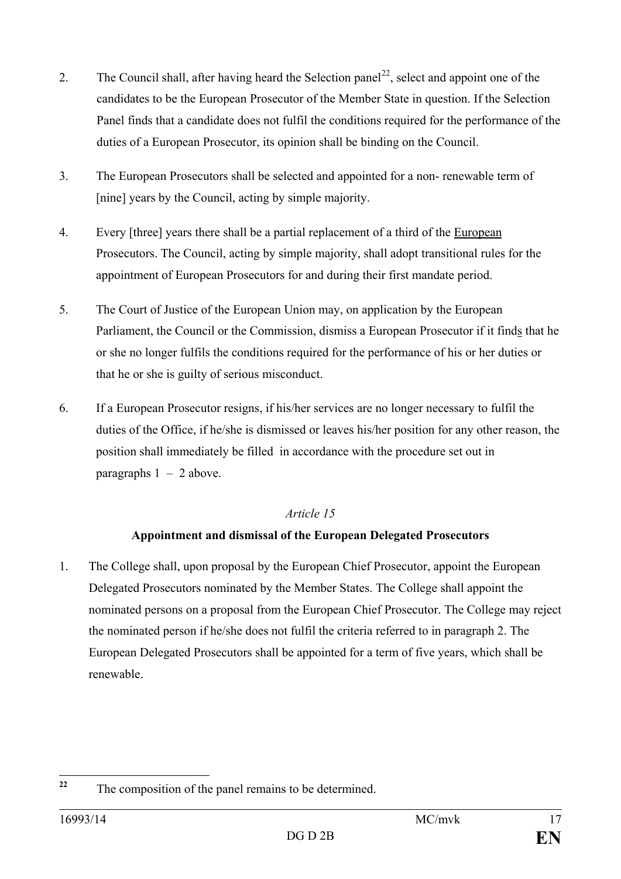2. The Council shall, after having heard the Selection panel[22], select and appoint one of the candidates to be the European Prosecutor of the Member State in question. If the Selection Panel finds that a candidate does not fulfil the conditions required for the performance of the duties of a European Prosecutor, its opinion shall be binding on the Council.

3. The European Prosecutors shall be selected and appointed for a non- renewable term of [nine] years by the Council, acting by simple majority.

4. Every [three] years there shall be a partial replacement of a third of the European Prosecutors. The Council, acting by simple majority, shall adopt transitional rules for the appointment of European Prosecutors for and during their first mandate period.

5. The Court of Justice of the European Union may, on application by the European Parliament, the Council or the Commission, dismiss a European Prosecutor if it finds that he or she no longer fulfils the conditions required for the performance of his or her duties or that he or she is guilty of serious misconduct.

6. If a European Prosecutor resigns, if his/her services are no longer necessary to fulfil the duties of the Office, if he/she is dismissed or leaves his/her position for any other reason, the position shall immediately be filled in accordance with the procedure set out in paragraphs 1 – 2 above.

*Article 15*

**Appointment and dismissal of the European Delegated Prosecutors**

1. The College shall, upon proposal by the European Chief Prosecutor, appoint the European Delegated Prosecutors nominated by the Member States. The College shall appoint the nominated persons on a proposal from the European Chief Prosecutor. The College may reject the nominated person if he/she does not fulfil the criteria referred to in paragraph 2. The European Delegated Prosecutors shall be appointed for a term of five years, which shall be renewable.

---

[22] The composition of the panel remains to be determined.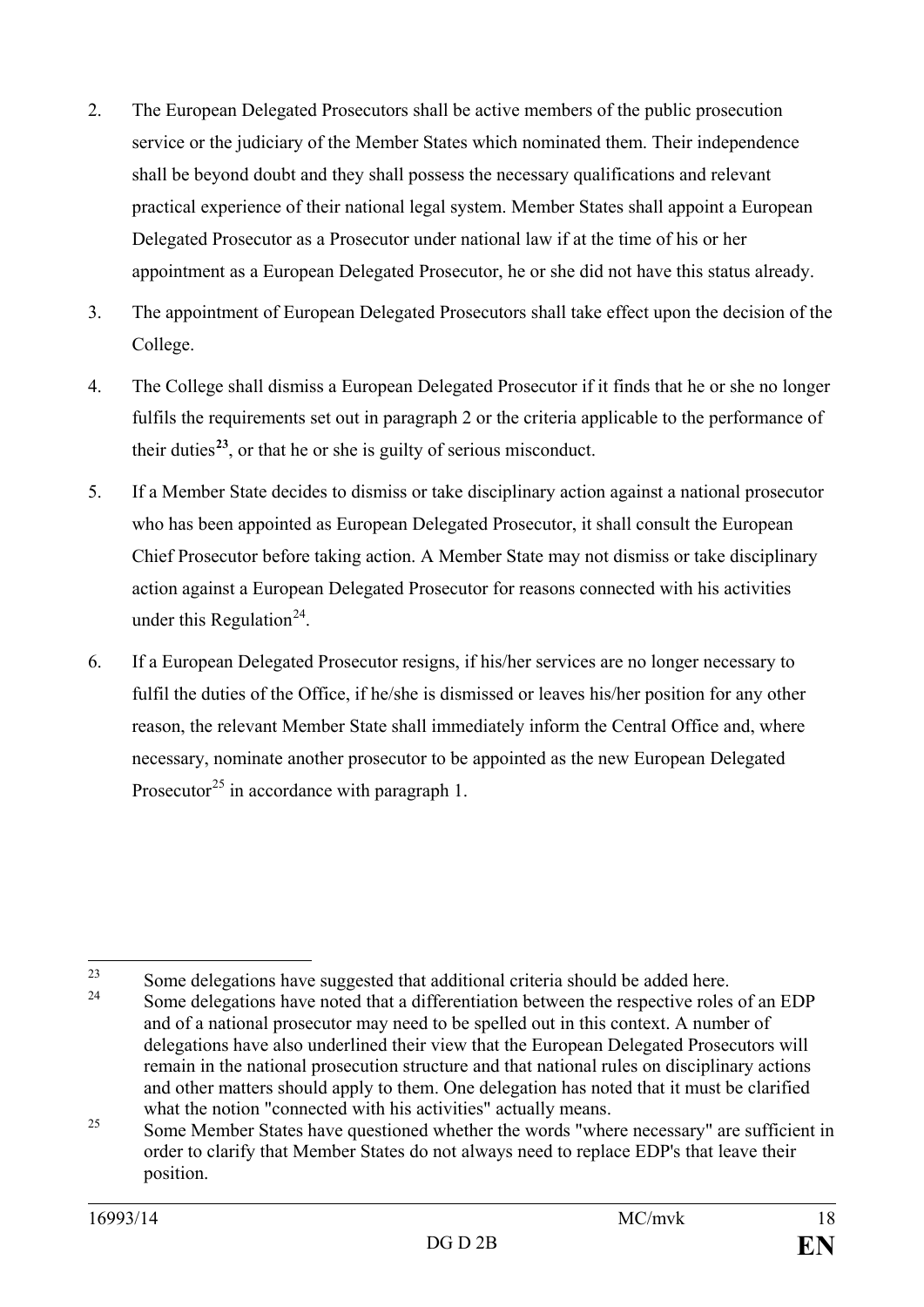2. The European Delegated Prosecutors shall be active members of the public prosecution service or the judiciary of the Member States which nominated them. Their independence shall be beyond doubt and they shall possess the necessary qualifications and relevant practical experience of their national legal system. Member States shall appoint a European Delegated Prosecutor as a Prosecutor under national law if at the time of his or her appointment as a European Delegated Prosecutor, he or she did not have this status already.

3. The appointment of European Delegated Prosecutors shall take effect upon the decision of the College.

4. The College shall dismiss a European Delegated Prosecutor if it finds that he or she no longer fulfils the requirements set out in paragraph 2 or the criteria applicable to the performance of their duties[23], or that he or she is guilty of serious misconduct.

5. If a Member State decides to dismiss or take disciplinary action against a national prosecutor who has been appointed as European Delegated Prosecutor, it shall consult the European Chief Prosecutor before taking action. A Member State may not dismiss or take disciplinary action against a European Delegated Prosecutor for reasons connected with his activities under this Regulation[24].

6. If a European Delegated Prosecutor resigns, if his/her services are no longer necessary to fulfil the duties of the Office, if he/she is dismissed or leaves his/her position for any other reason, the relevant Member State shall immediately inform the Central Office and, where necessary, nominate another prosecutor to be appointed as the new European Delegated Prosecutor[25] in accordance with paragraph 1.

---

[23] Some delegations have suggested that additional criteria should be added here.

[24] Some delegations have noted that a differentiation between the respective roles of an EDP and of a national prosecutor may need to be spelled out in this context. A number of delegations have also underlined their view that the European Delegated Prosecutors will remain in the national prosecution structure and that national rules on disciplinary actions and other matters should apply to them. One delegation has noted that it must be clarified what the notion "connected with his activities" actually means.

[25] Some Member States have questioned whether the words "where necessary" are sufficient in order to clarify that Member States do not always need to replace EDP's that leave their position.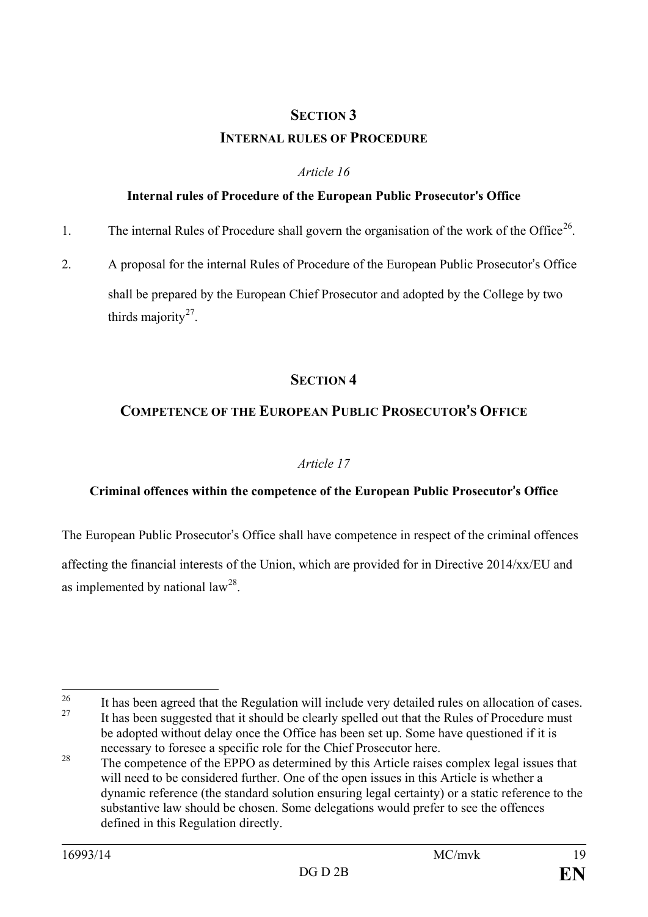## SECTION 3

## INTERNAL RULES OF PROCEDURE

*Article 16*

**Internal rules of Procedure of the European Public Prosecutor's Office**

1. The internal Rules of Procedure shall govern the organisation of the work of the Office[26].

2. A proposal for the internal Rules of Procedure of the European Public Prosecutor's Office shall be prepared by the European Chief Prosecutor and adopted by the College by two thirds majority[27].

## SECTION 4

## COMPETENCE OF THE EUROPEAN PUBLIC PROSECUTOR'S OFFICE

*Article 17*

**Criminal offences within the competence of the European Public Prosecutor's Office**

The European Public Prosecutor's Office shall have competence in respect of the criminal offences affecting the financial interests of the Union, which are provided for in Directive 2014/xx/EU and as implemented by national law[28].

---

[26] It has been agreed that the Regulation will include very detailed rules on allocation of cases.

[27] It has been suggested that it should be clearly spelled out that the Rules of Procedure must be adopted without delay once the Office has been set up. Some have questioned if it is necessary to foresee a specific role for the Chief Prosecutor here.

[28] The competence of the EPPO as determined by this Article raises complex legal issues that will need to be considered further. One of the open issues in this Article is whether a dynamic reference (the standard solution ensuring legal certainty) or a static reference to the substantive law should be chosen. Some delegations would prefer to see the offences defined in this Regulation directly.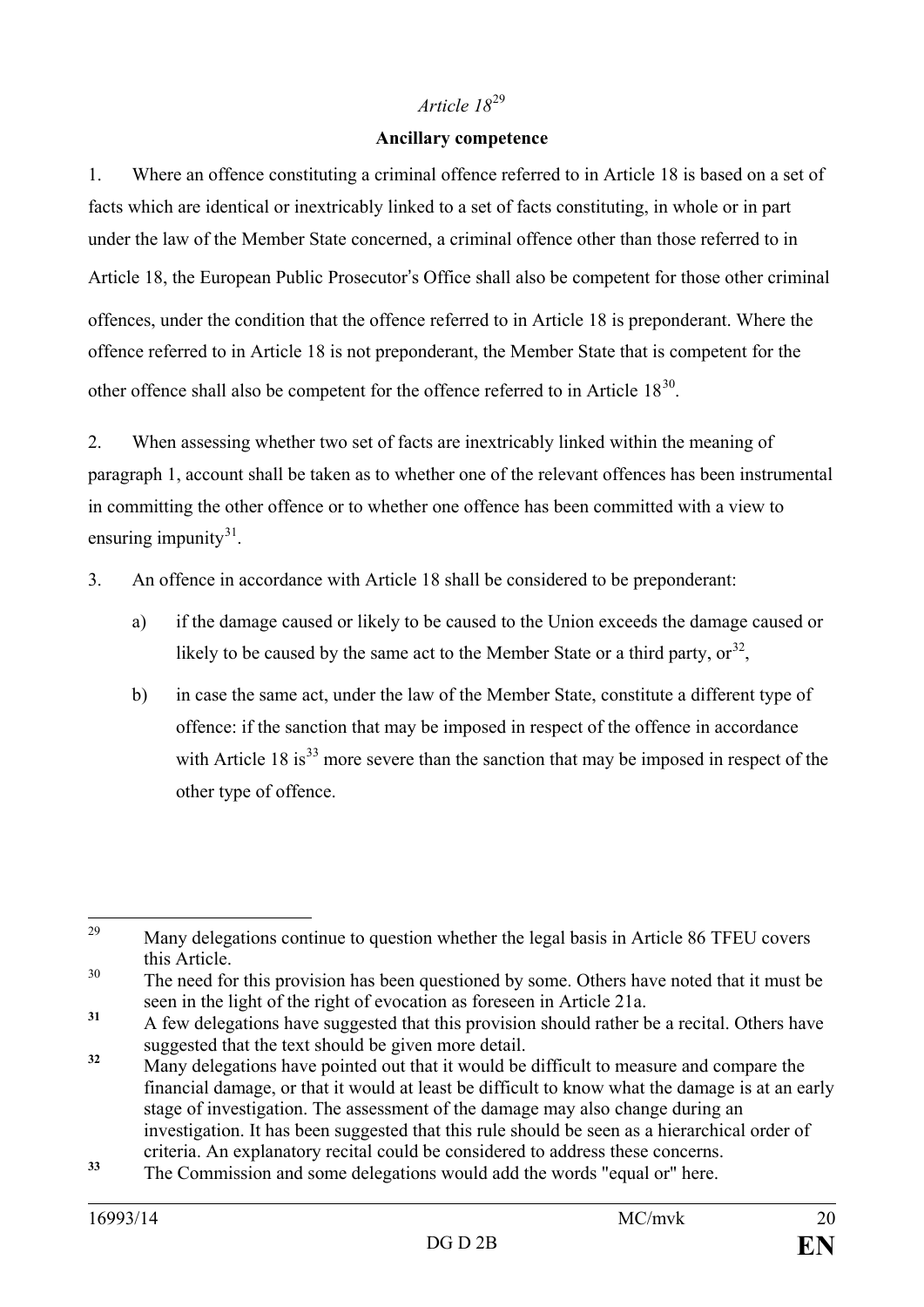*Article 18*[29]

**Ancillary competence**

1. Where an offence constituting a criminal offence referred to in Article 18 is based on a set of facts which are identical or inextricably linked to a set of facts constituting, in whole or in part under the law of the Member State concerned, a criminal offence other than those referred to in Article 18, the European Public Prosecutor's Office shall also be competent for those other criminal offences, under the condition that the offence referred to in Article 18 is preponderant. Where the offence referred to in Article 18 is not preponderant, the Member State that is competent for the other offence shall also be competent for the offence referred to in Article 18[30].

2. When assessing whether two set of facts are inextricably linked within the meaning of paragraph 1, account shall be taken as to whether one of the relevant offences has been instrumental in committing the other offence or to whether one offence has been committed with a view to ensuring impunity[31].

3. An offence in accordance with Article 18 shall be considered to be preponderant:

   a) if the damage caused or likely to be caused to the Union exceeds the damage caused or likely to be caused by the same act to the Member State or a third party, or[32],

   b) in case the same act, under the law of the Member State, constitute a different type of offence: if the sanction that may be imposed in respect of the offence in accordance with Article 18 is[33] more severe than the sanction that may be imposed in respect of the other type of offence.

---

[29] Many delegations continue to question whether the legal basis in Article 86 TFEU covers this Article.

[30] The need for this provision has been questioned by some. Others have noted that it must be seen in the light of the right of evocation as foreseen in Article 21a.

[31] A few delegations have suggested that this provision should rather be a recital. Others have suggested that the text should be given more detail.

[32] Many delegations have pointed out that it would be difficult to measure and compare the financial damage, or that it would at least be difficult to know what the damage is at an early stage of investigation. The assessment of the damage may also change during an investigation. It has been suggested that this rule should be seen as a hierarchical order of criteria. An explanatory recital could be considered to address these concerns.

[33] The Commission and some delegations would add the words "equal or" here.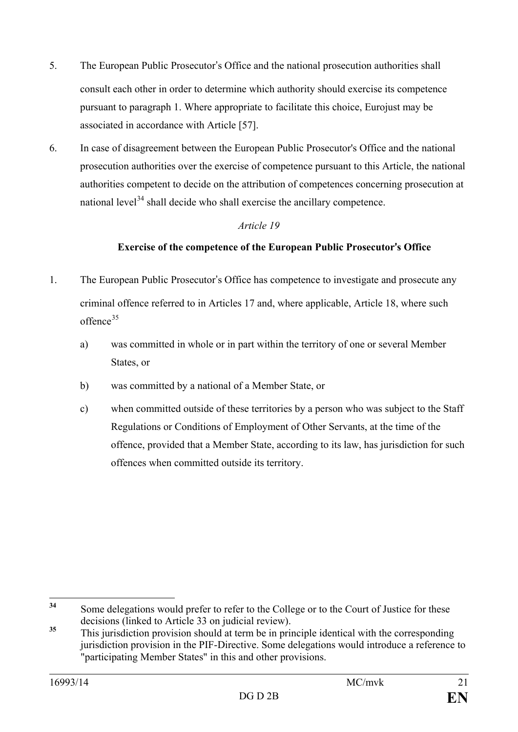5. The European Public Prosecutor's Office and the national prosecution authorities shall consult each other in order to determine which authority should exercise its competence pursuant to paragraph 1. Where appropriate to facilitate this choice, Eurojust may be associated in accordance with Article [57].

6. In case of disagreement between the European Public Prosecutor's Office and the national prosecution authorities over the exercise of competence pursuant to this Article, the national authorities competent to decide on the attribution of competences concerning prosecution at national level[34] shall decide who shall exercise the ancillary competence.

*Article 19*

**Exercise of the competence of the European Public Prosecutor's Office**

1. The European Public Prosecutor's Office has competence to investigate and prosecute any criminal offence referred to in Articles 17 and, where applicable, Article 18, where such offence[35]

   a) was committed in whole or in part within the territory of one or several Member States, or

   b) was committed by a national of a Member State, or

   c) when committed outside of these territories by a person who was subject to the Staff Regulations or Conditions of Employment of Other Servants, at the time of the offence, provided that a Member State, according to its law, has jurisdiction for such offences when committed outside its territory.

---

[34] Some delegations would prefer to refer to the College or to the Court of Justice for these decisions (linked to Article 33 on judicial review).

[35] This jurisdiction provision should at term be in principle identical with the corresponding jurisdiction provision in the PIF-Directive. Some delegations would introduce a reference to "participating Member States" in this and other provisions.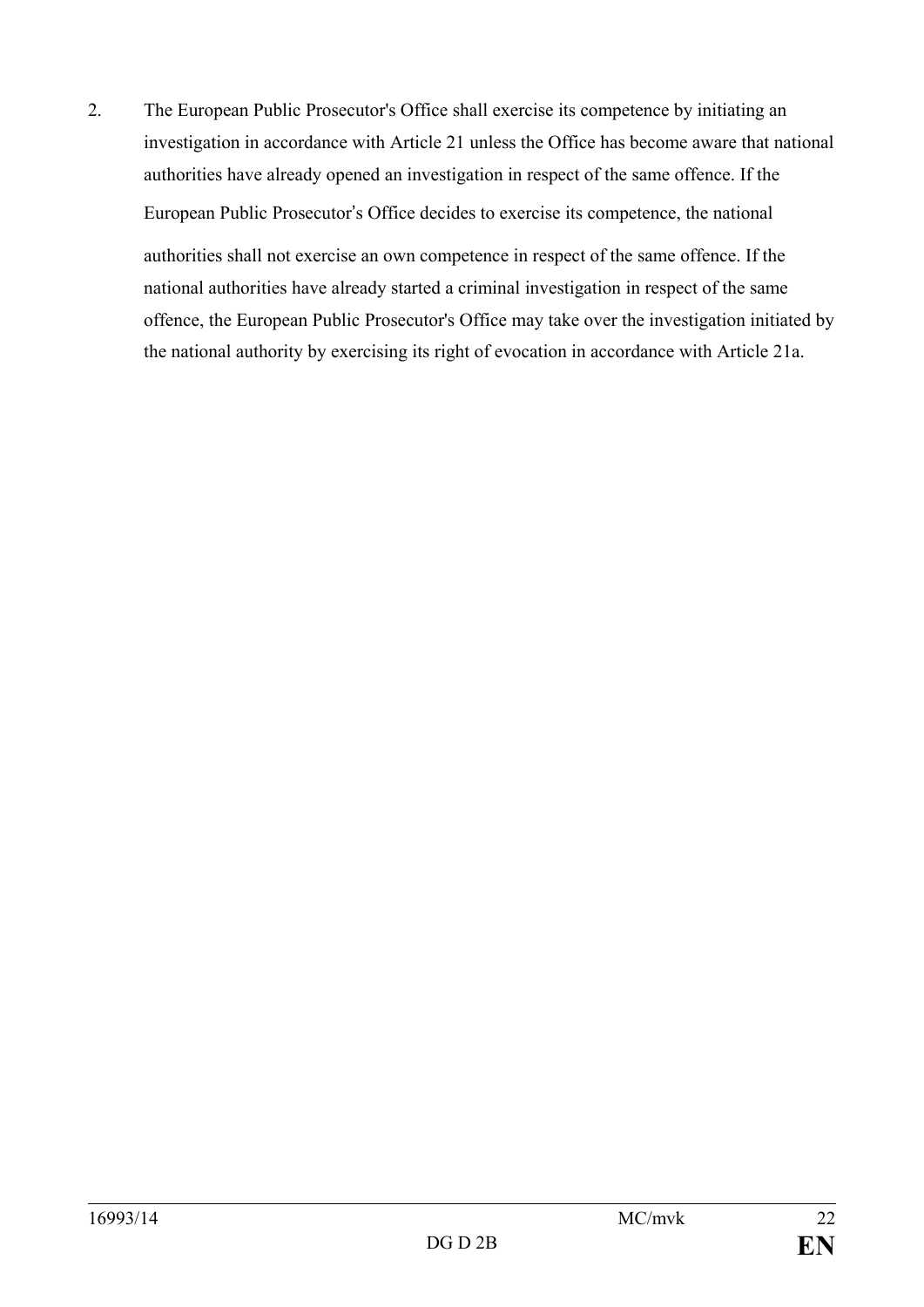2. The European Public Prosecutor's Office shall exercise its competence by initiating an investigation in accordance with Article 21 unless the Office has become aware that national authorities have already opened an investigation in respect of the same offence. If the European Public Prosecutor's Office decides to exercise its competence, the national authorities shall not exercise an own competence in respect of the same offence. If the national authorities have already started a criminal investigation in respect of the same offence, the European Public Prosecutor's Office may take over the investigation initiated by the national authority by exercising its right of evocation in accordance with Article 21a.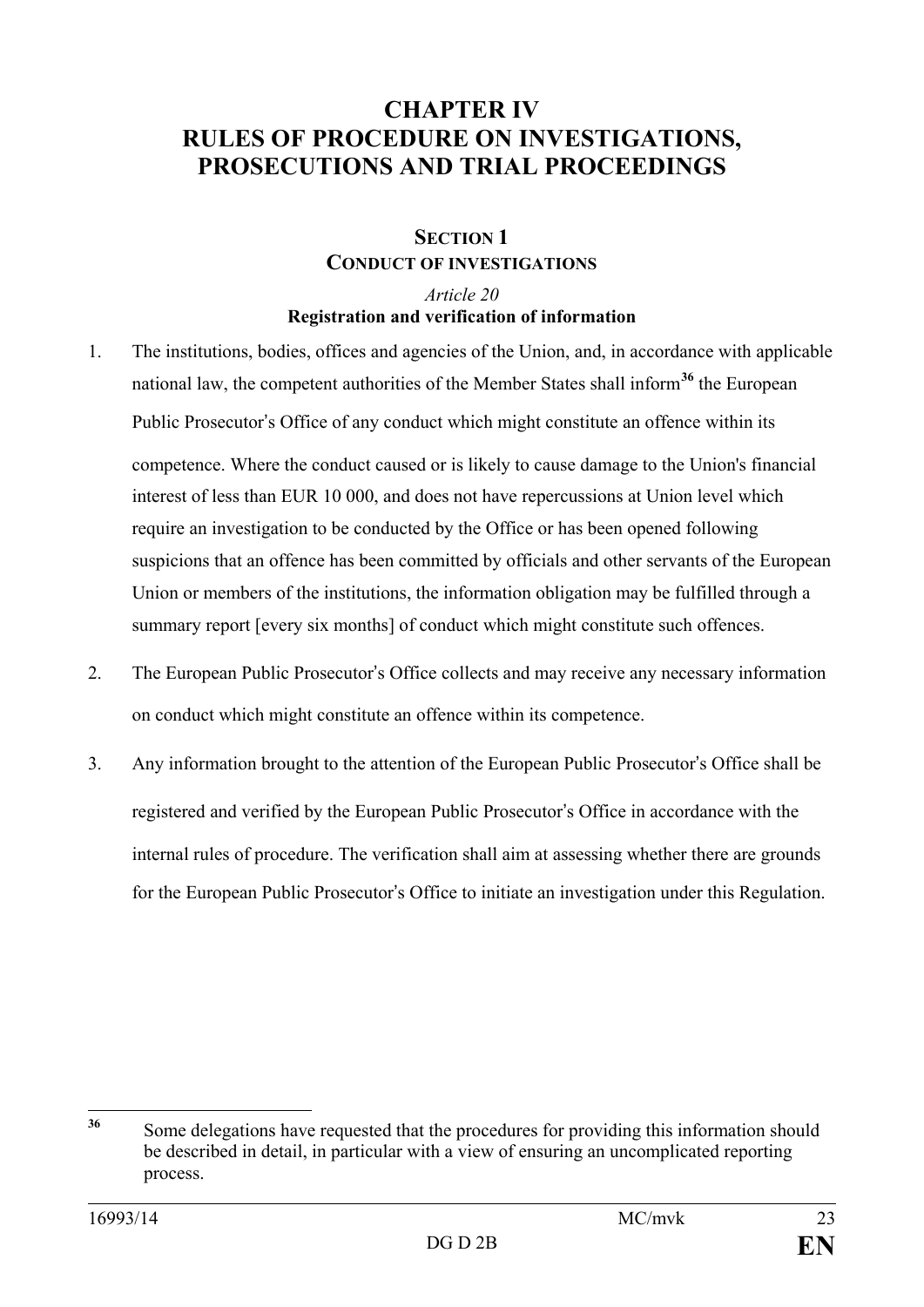# CHAPTER IV
# RULES OF PROCEDURE ON INVESTIGATIONS, PROSECUTIONS AND TRIAL PROCEEDINGS

## SECTION 1
## CONDUCT OF INVESTIGATIONS

*Article 20*

**Registration and verification of information**

1. The institutions, bodies, offices and agencies of the Union, and, in accordance with applicable national law, the competent authorities of the Member States shall inform[36] the European Public Prosecutor's Office of any conduct which might constitute an offence within its competence. Where the conduct caused or is likely to cause damage to the Union's financial interest of less than EUR 10 000, and does not have repercussions at Union level which require an investigation to be conducted by the Office or has been opened following suspicions that an offence has been committed by officials and other servants of the European Union or members of the institutions, the information obligation may be fulfilled through a summary report [every six months] of conduct which might constitute such offences.

2. The European Public Prosecutor's Office collects and may receive any necessary information on conduct which might constitute an offence within its competence.

3. Any information brought to the attention of the European Public Prosecutor's Office shall be registered and verified by the European Public Prosecutor's Office in accordance with the internal rules of procedure. The verification shall aim at assessing whether there are grounds for the European Public Prosecutor's Office to initiate an investigation under this Regulation.

---

[36] Some delegations have requested that the procedures for providing this information should be described in detail, in particular with a view of ensuring an uncomplicated reporting process.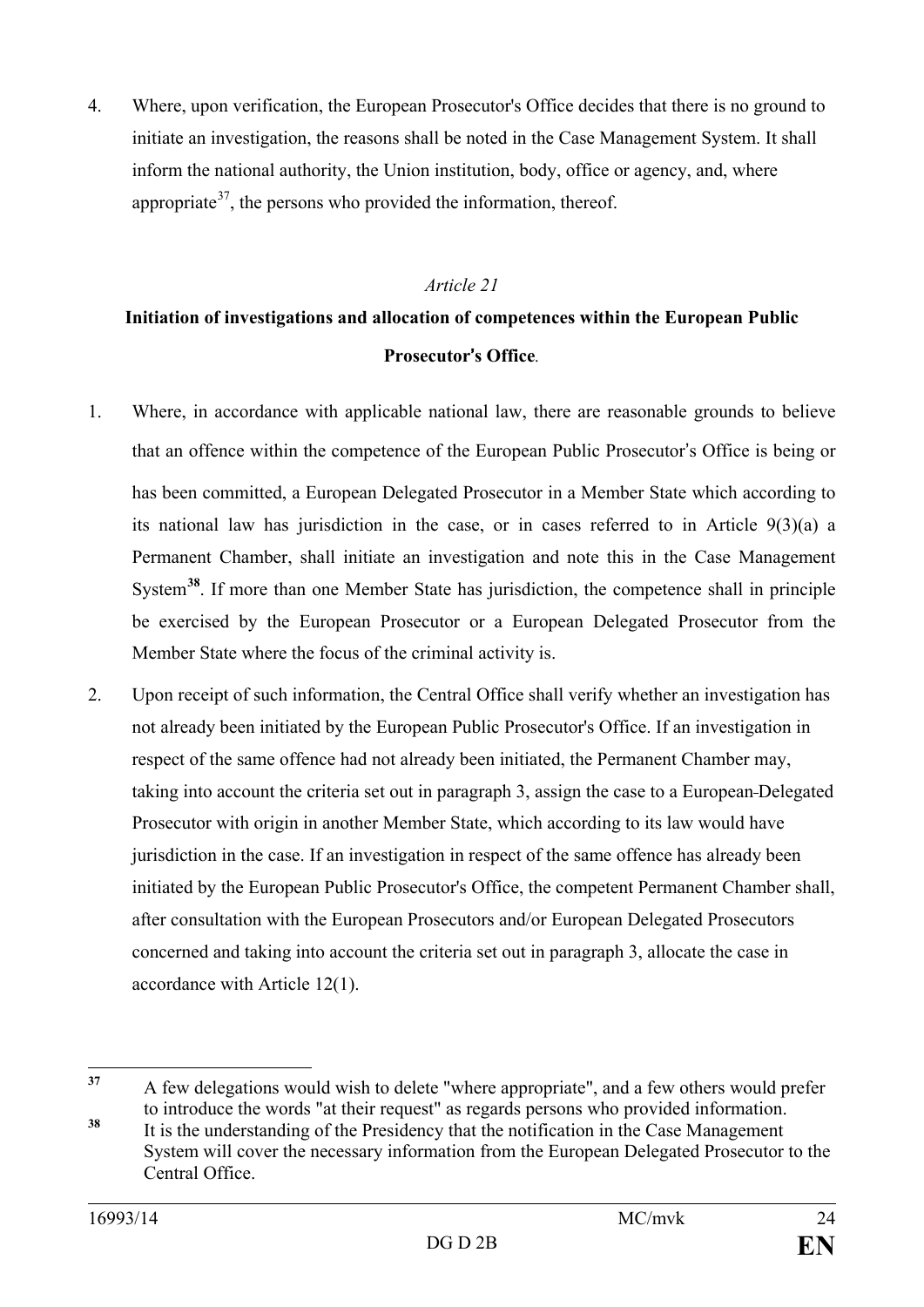4. Where, upon verification, the European Prosecutor's Office decides that there is no ground to initiate an investigation, the reasons shall be noted in the Case Management System. It shall inform the national authority, the Union institution, body, office or agency, and, where appropriate[37], the persons who provided the information, thereof.

*Article 21*

**Initiation of investigations and allocation of competences within the European Public Prosecutor's Office**.

1. Where, in accordance with applicable national law, there are reasonable grounds to believe that an offence within the competence of the European Public Prosecutor's Office is being or has been committed, a European Delegated Prosecutor in a Member State which according to its national law has jurisdiction in the case, or in cases referred to in Article 9(3)(a) a Permanent Chamber, shall initiate an investigation and note this in the Case Management System[38]. If more than one Member State has jurisdiction, the competence shall in principle be exercised by the European Prosecutor or a European Delegated Prosecutor from the Member State where the focus of the criminal activity is.

2. Upon receipt of such information, the Central Office shall verify whether an investigation has not already been initiated by the European Public Prosecutor's Office. If an investigation in respect of the same offence had not already been initiated, the Permanent Chamber may, taking into account the criteria set out in paragraph 3, assign the case to a European Delegated Prosecutor with origin in another Member State, which according to its law would have jurisdiction in the case. If an investigation in respect of the same offence has already been initiated by the European Public Prosecutor's Office, the competent Permanent Chamber shall, after consultation with the European Prosecutors and/or European Delegated Prosecutors concerned and taking into account the criteria set out in paragraph 3, allocate the case in accordance with Article 12(1).

---

[37] A few delegations would wish to delete "where appropriate", and a few others would prefer to introduce the words "at their request" as regards persons who provided information.

[38] It is the understanding of the Presidency that the notification in the Case Management System will cover the necessary information from the European Delegated Prosecutor to the Central Office.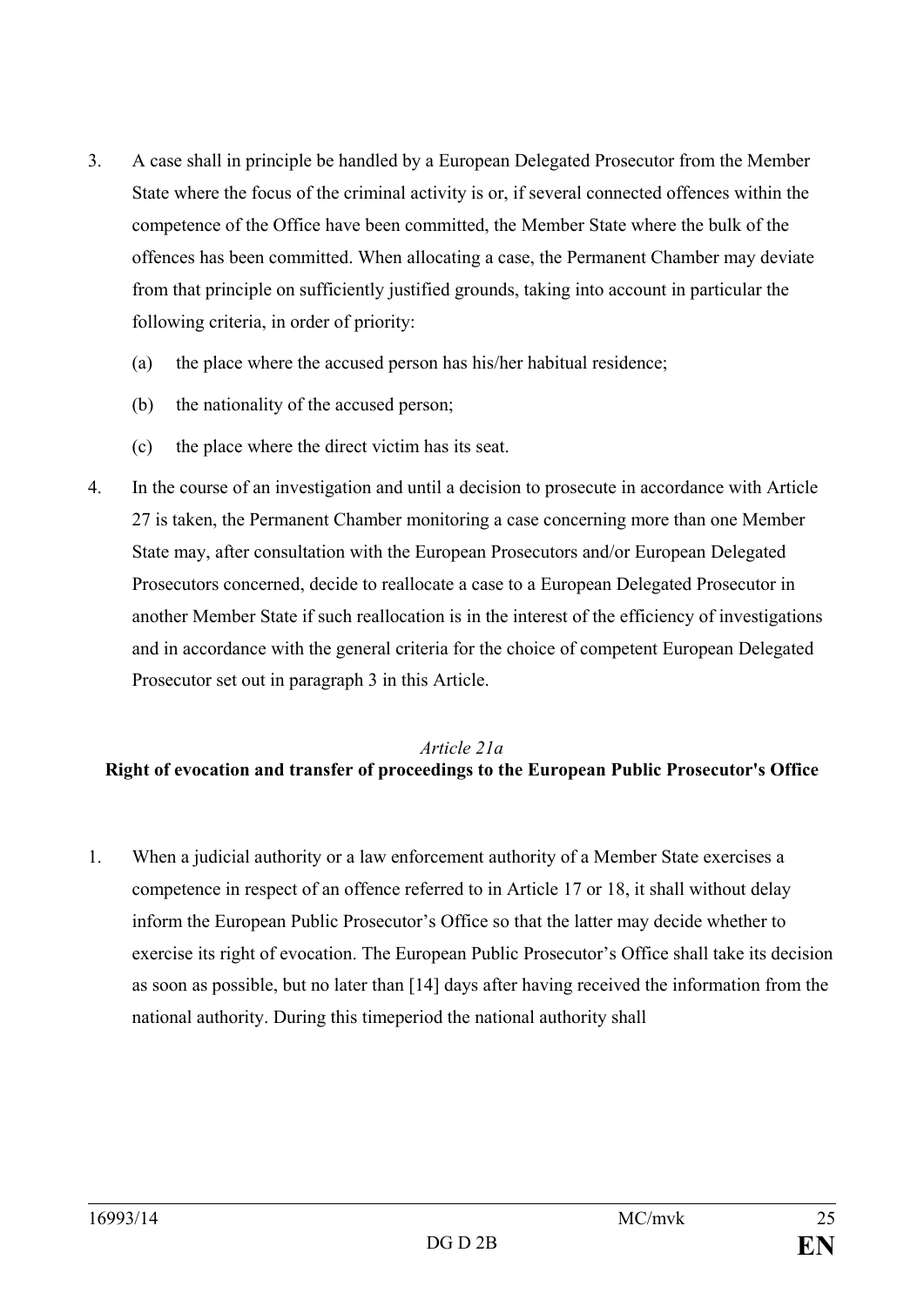3. A case shall in principle be handled by a European Delegated Prosecutor from the Member State where the focus of the criminal activity is or, if several connected offences within the competence of the Office have been committed, the Member State where the bulk of the offences has been committed. When allocating a case, the Permanent Chamber may deviate from that principle on sufficiently justified grounds, taking into account in particular the following criteria, in order of priority:

   (a) the place where the accused person has his/her habitual residence;

   (b) the nationality of the accused person;

   (c) the place where the direct victim has its seat.

4. In the course of an investigation and until a decision to prosecute in accordance with Article 27 is taken, the Permanent Chamber monitoring a case concerning more than one Member State may, after consultation with the European Prosecutors and/or European Delegated Prosecutors concerned, decide to reallocate a case to a European Delegated Prosecutor in another Member State if such reallocation is in the interest of the efficiency of investigations and in accordance with the general criteria for the choice of competent European Delegated Prosecutor set out in paragraph 3 in this Article.

*Article 21a*

**Right of evocation and transfer of proceedings to the European Public Prosecutor's Office**

1. When a judicial authority or a law enforcement authority of a Member State exercises a competence in respect of an offence referred to in Article 17 or 18, it shall without delay inform the European Public Prosecutor's Office so that the latter may decide whether to exercise its right of evocation. The European Public Prosecutor's Office shall take its decision as soon as possible, but no later than [14] days after having received the information from the national authority. During this timeperiod the national authority shall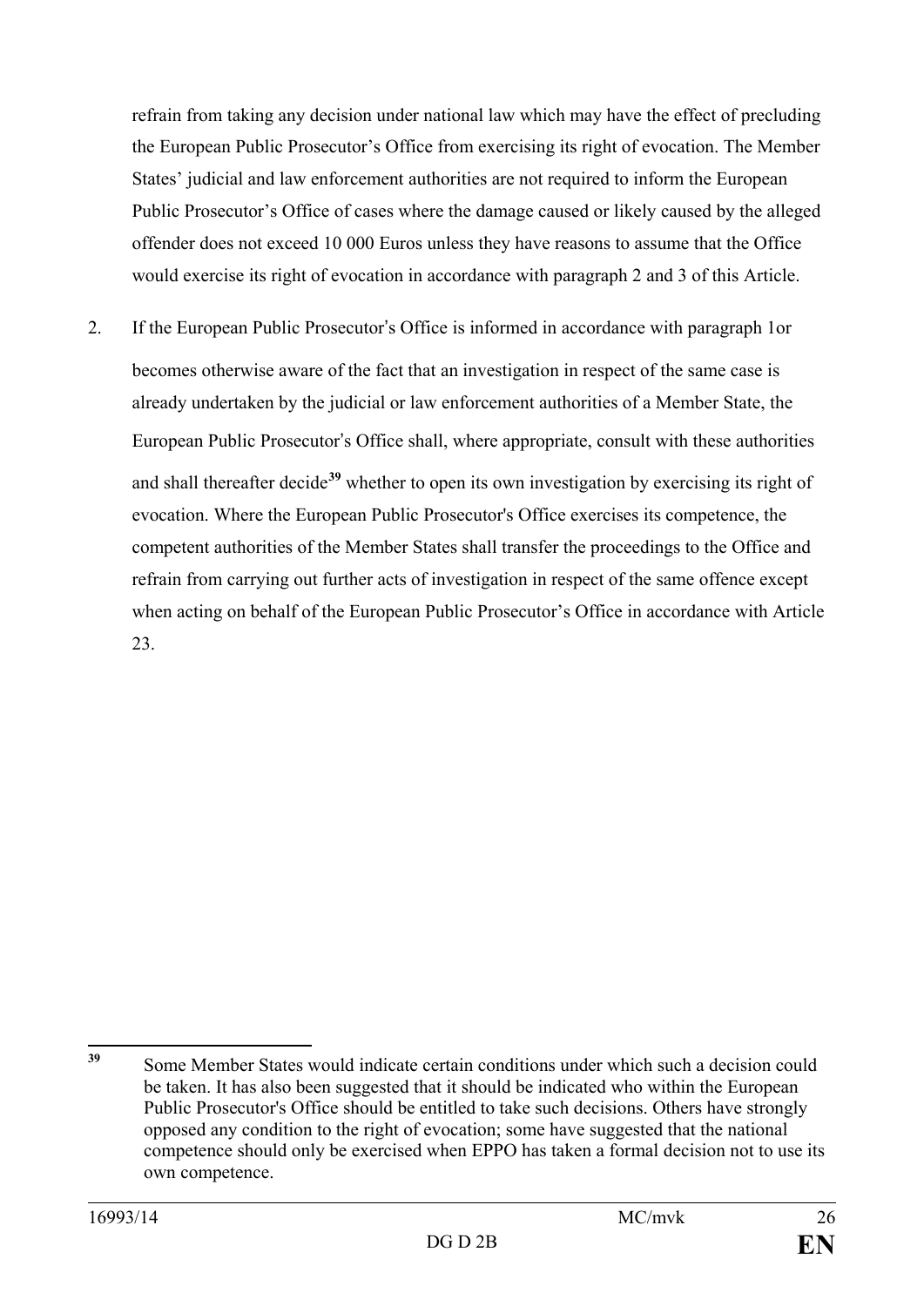refrain from taking any decision under national law which may have the effect of precluding the European Public Prosecutor's Office from exercising its right of evocation. The Member States' judicial and law enforcement authorities are not required to inform the European Public Prosecutor's Office of cases where the damage caused or likely caused by the alleged offender does not exceed 10 000 Euros unless they have reasons to assume that the Office would exercise its right of evocation in accordance with paragraph 2 and 3 of this Article.

2. If the European Public Prosecutor's Office is informed in accordance with paragraph 1or becomes otherwise aware of the fact that an investigation in respect of the same case is already undertaken by the judicial or law enforcement authorities of a Member State, the European Public Prosecutor's Office shall, where appropriate, consult with these authorities and shall thereafter decide[39] whether to open its own investigation by exercising its right of evocation. Where the European Public Prosecutor's Office exercises its competence, the competent authorities of the Member States shall transfer the proceedings to the Office and refrain from carrying out further acts of investigation in respect of the same offence except when acting on behalf of the European Public Prosecutor's Office in accordance with Article 23.

---

[39] Some Member States would indicate certain conditions under which such a decision could be taken. It has also been suggested that it should be indicated who within the European Public Prosecutor's Office should be entitled to take such decisions. Others have strongly opposed any condition to the right of evocation; some have suggested that the national competence should only be exercised when EPPO has taken a formal decision not to use its own competence.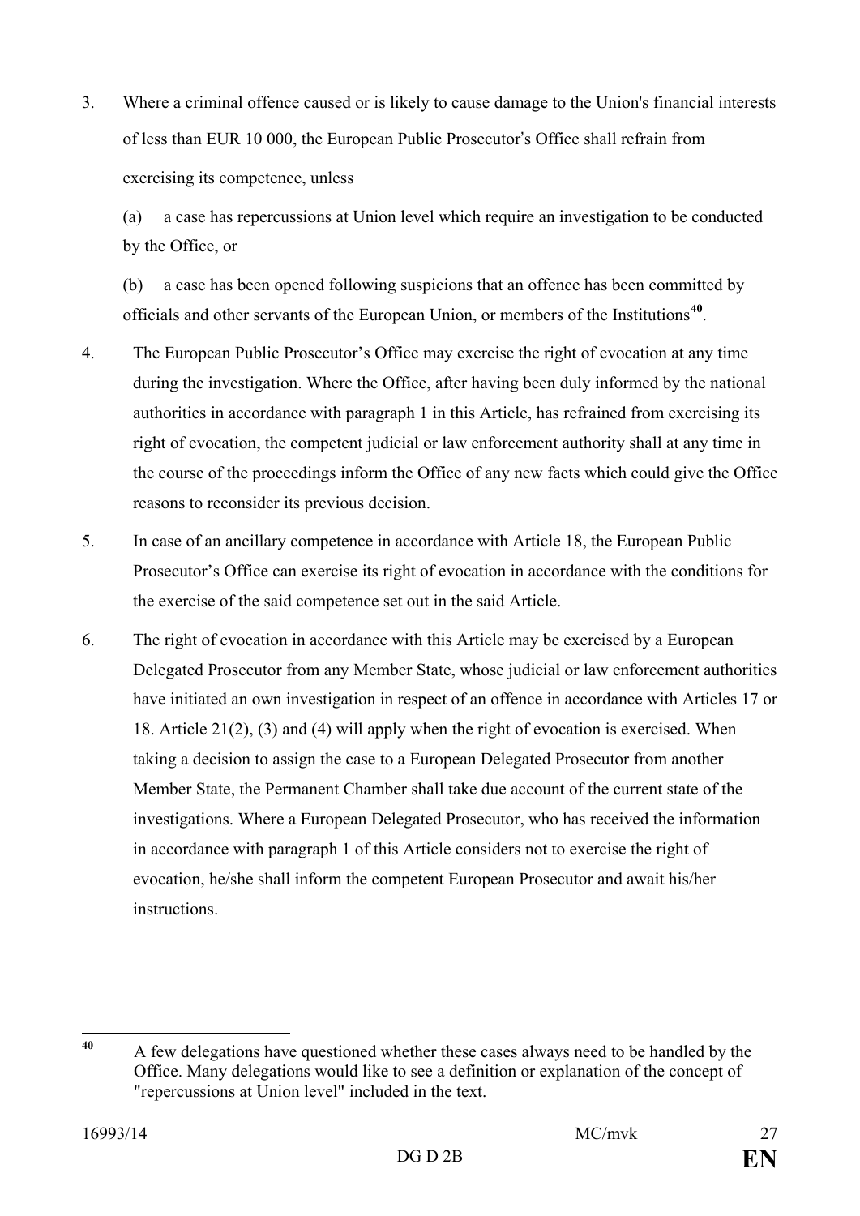3. Where a criminal offence caused or is likely to cause damage to the Union's financial interests of less than EUR 10 000, the European Public Prosecutor's Office shall refrain from exercising its competence, unless

   (a) a case has repercussions at Union level which require an investigation to be conducted by the Office, or

   (b) a case has been opened following suspicions that an offence has been committed by officials and other servants of the European Union, or members of the Institutions[40].

4. The European Public Prosecutor's Office may exercise the right of evocation at any time during the investigation. Where the Office, after having been duly informed by the national authorities in accordance with paragraph 1 in this Article, has refrained from exercising its right of evocation, the competent judicial or law enforcement authority shall at any time in the course of the proceedings inform the Office of any new facts which could give the Office reasons to reconsider its previous decision.

5. In case of an ancillary competence in accordance with Article 18, the European Public Prosecutor's Office can exercise its right of evocation in accordance with the conditions for the exercise of the said competence set out in the said Article.

6. The right of evocation in accordance with this Article may be exercised by a European Delegated Prosecutor from any Member State, whose judicial or law enforcement authorities have initiated an own investigation in respect of an offence in accordance with Articles 17 or 18. Article 21(2), (3) and (4) will apply when the right of evocation is exercised. When taking a decision to assign the case to a European Delegated Prosecutor from another Member State, the Permanent Chamber shall take due account of the current state of the investigations. Where a European Delegated Prosecutor, who has received the information in accordance with paragraph 1 of this Article considers not to exercise the right of evocation, he/she shall inform the competent European Prosecutor and await his/her instructions.

---

[40] A few delegations have questioned whether these cases always need to be handled by the Office. Many delegations would like to see a definition or explanation of the concept of "repercussions at Union level" included in the text.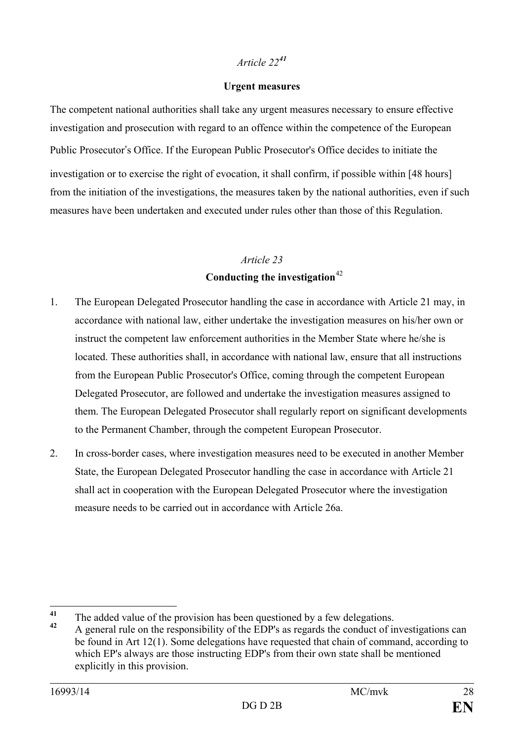*Article 22*[41]

**Urgent measures**

The competent national authorities shall take any urgent measures necessary to ensure effective investigation and prosecution with regard to an offence within the competence of the European Public Prosecutor's Office. If the European Public Prosecutor's Office decides to initiate the investigation or to exercise the right of evocation, it shall confirm, if possible within [48 hours] from the initiation of the investigations, the measures taken by the national authorities, even if such measures have been undertaken and executed under rules other than those of this Regulation.

*Article 23*

**Conducting the investigation**[42]

1. The European Delegated Prosecutor handling the case in accordance with Article 21 may, in accordance with national law, either undertake the investigation measures on his/her own or instruct the competent law enforcement authorities in the Member State where he/she is located. These authorities shall, in accordance with national law, ensure that all instructions from the European Public Prosecutor's Office, coming through the competent European Delegated Prosecutor, are followed and undertake the investigation measures assigned to them. The European Delegated Prosecutor shall regularly report on significant developments to the Permanent Chamber, through the competent European Prosecutor.

2. In cross-border cases, where investigation measures need to be executed in another Member State, the European Delegated Prosecutor handling the case in accordance with Article 21 shall act in cooperation with the European Delegated Prosecutor where the investigation measure needs to be carried out in accordance with Article 26a.

---

[41] The added value of the provision has been questioned by a few delegations.

[42] A general rule on the responsibility of the EDP's as regards the conduct of investigations can be found in Art 12(1). Some delegations have requested that chain of command, according to which EP's always are those instructing EDP's from their own state shall be mentioned explicitly in this provision.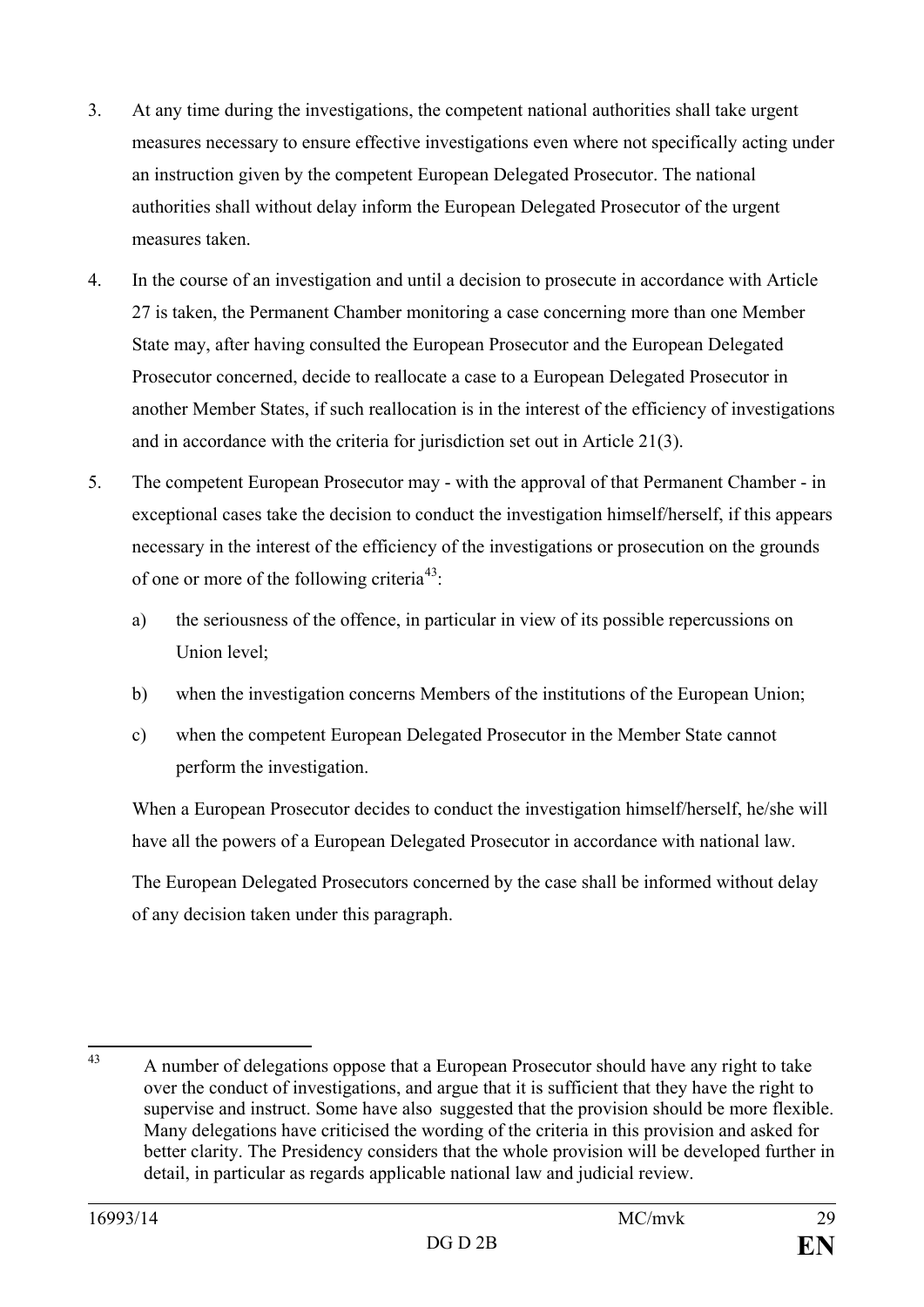3. At any time during the investigations, the competent national authorities shall take urgent measures necessary to ensure effective investigations even where not specifically acting under an instruction given by the competent European Delegated Prosecutor. The national authorities shall without delay inform the European Delegated Prosecutor of the urgent measures taken.

4. In the course of an investigation and until a decision to prosecute in accordance with Article 27 is taken, the Permanent Chamber monitoring a case concerning more than one Member State may, after having consulted the European Prosecutor and the European Delegated Prosecutor concerned, decide to reallocate a case to a European Delegated Prosecutor in another Member States, if such reallocation is in the interest of the efficiency of investigations and in accordance with the criteria for jurisdiction set out in Article 21(3).

5. The competent European Prosecutor may - with the approval of that Permanent Chamber - in exceptional cases take the decision to conduct the investigation himself/herself, if this appears necessary in the interest of the efficiency of the investigations or prosecution on the grounds of one or more of the following criteria[43]:

   a) the seriousness of the offence, in particular in view of its possible repercussions on Union level;

   b) when the investigation concerns Members of the institutions of the European Union;

   c) when the competent European Delegated Prosecutor in the Member State cannot perform the investigation.

   When a European Prosecutor decides to conduct the investigation himself/herself, he/she will have all the powers of a European Delegated Prosecutor in accordance with national law.

   The European Delegated Prosecutors concerned by the case shall be informed without delay of any decision taken under this paragraph.

---

[43] A number of delegations oppose that a European Prosecutor should have any right to take over the conduct of investigations, and argue that it is sufficient that they have the right to supervise and instruct. Some have also suggested that the provision should be more flexible. Many delegations have criticised the wording of the criteria in this provision and asked for better clarity. The Presidency considers that the whole provision will be developed further in detail, in particular as regards applicable national law and judicial review.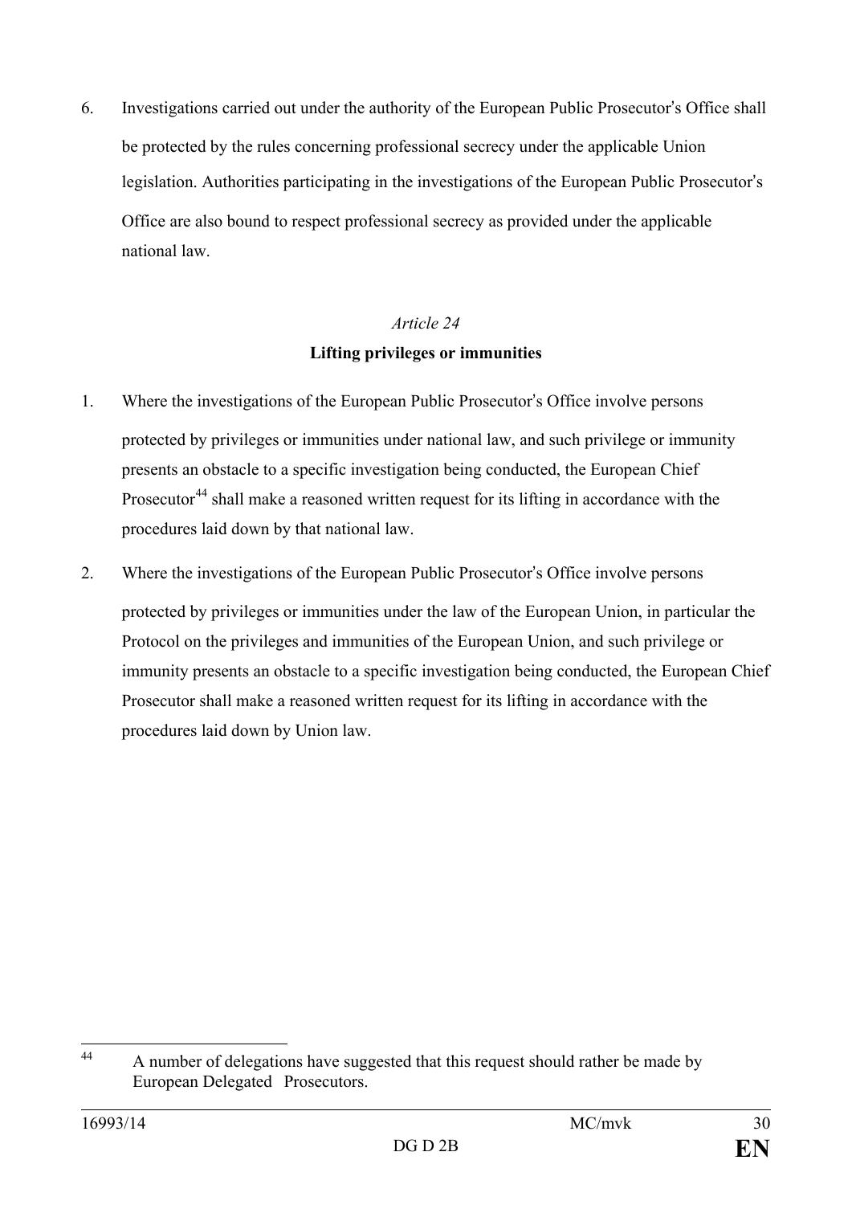6. Investigations carried out under the authority of the European Public Prosecutor's Office shall be protected by the rules concerning professional secrecy under the applicable Union legislation. Authorities participating in the investigations of the European Public Prosecutor's Office are also bound to respect professional secrecy as provided under the applicable national law.

*Article 24*

**Lifting privileges or immunities**

1. Where the investigations of the European Public Prosecutor's Office involve persons protected by privileges or immunities under national law, and such privilege or immunity presents an obstacle to a specific investigation being conducted, the European Chief Prosecutor[44] shall make a reasoned written request for its lifting in accordance with the procedures laid down by that national law.

2. Where the investigations of the European Public Prosecutor's Office involve persons protected by privileges or immunities under the law of the European Union, in particular the Protocol on the privileges and immunities of the European Union, and such privilege or immunity presents an obstacle to a specific investigation being conducted, the European Chief Prosecutor shall make a reasoned written request for its lifting in accordance with the procedures laid down by Union law.

---

[44] A number of delegations have suggested that this request should rather be made by European Delegated Prosecutors.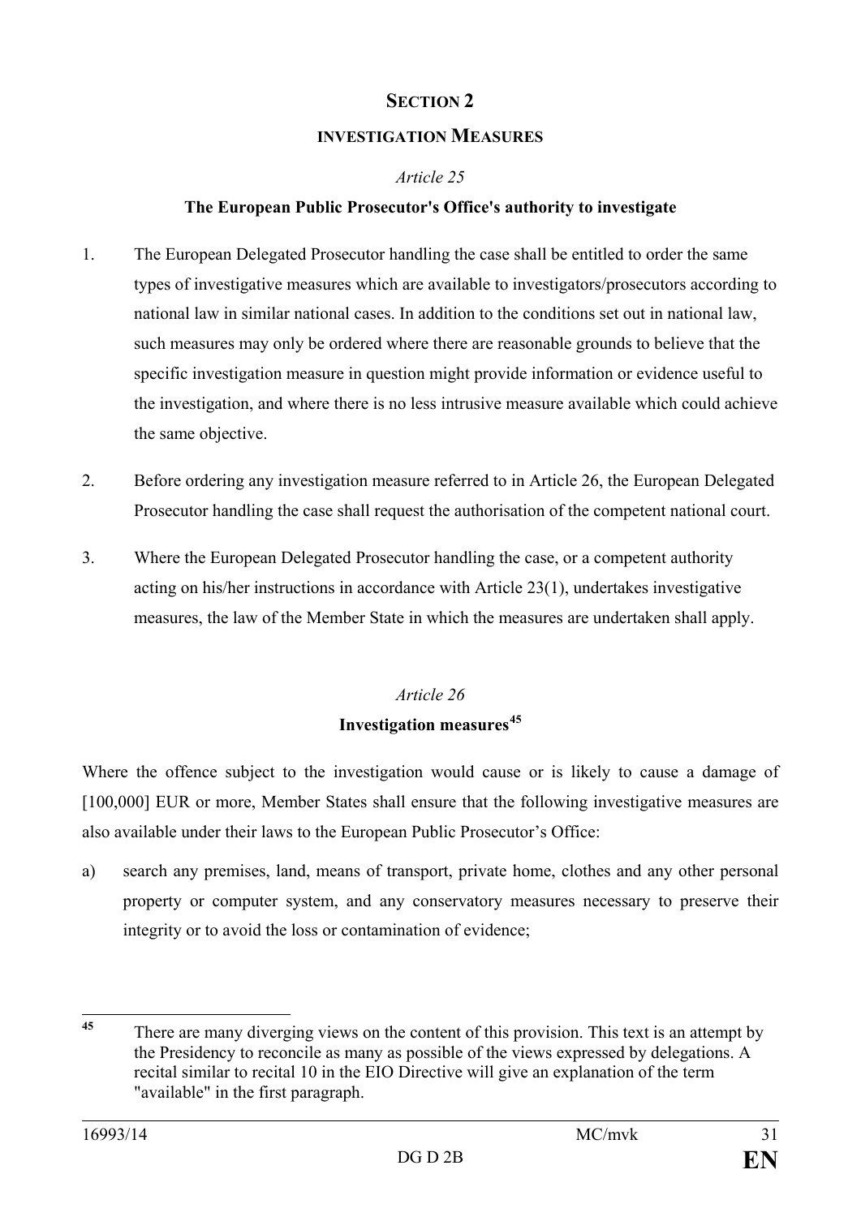## SECTION 2

### INVESTIGATION MEASURES

*Article 25*

**The European Public Prosecutor's Office's authority to investigate**

1. The European Delegated Prosecutor handling the case shall be entitled to order the same types of investigative measures which are available to investigators/prosecutors according to national law in similar national cases. In addition to the conditions set out in national law, such measures may only be ordered where there are reasonable grounds to believe that the specific investigation measure in question might provide information or evidence useful to the investigation, and where there is no less intrusive measure available which could achieve the same objective.

2. Before ordering any investigation measure referred to in Article 26, the European Delegated Prosecutor handling the case shall request the authorisation of the competent national court.

3. Where the European Delegated Prosecutor handling the case, or a competent authority acting on his/her instructions in accordance with Article 23(1), undertakes investigative measures, the law of the Member State in which the measures are undertaken shall apply.

*Article 26*

**Investigation measures[45]**

Where the offence subject to the investigation would cause or is likely to cause a damage of [100,000] EUR or more, Member States shall ensure that the following investigative measures are also available under their laws to the European Public Prosecutor's Office:

a) search any premises, land, means of transport, private home, clothes and any other personal property or computer system, and any conservatory measures necessary to preserve their integrity or to avoid the loss or contamination of evidence;

---

[45] There are many diverging views on the content of this provision. This text is an attempt by the Presidency to reconcile as many as possible of the views expressed by delegations. A recital similar to recital 10 in the EIO Directive will give an explanation of the term "available" in the first paragraph.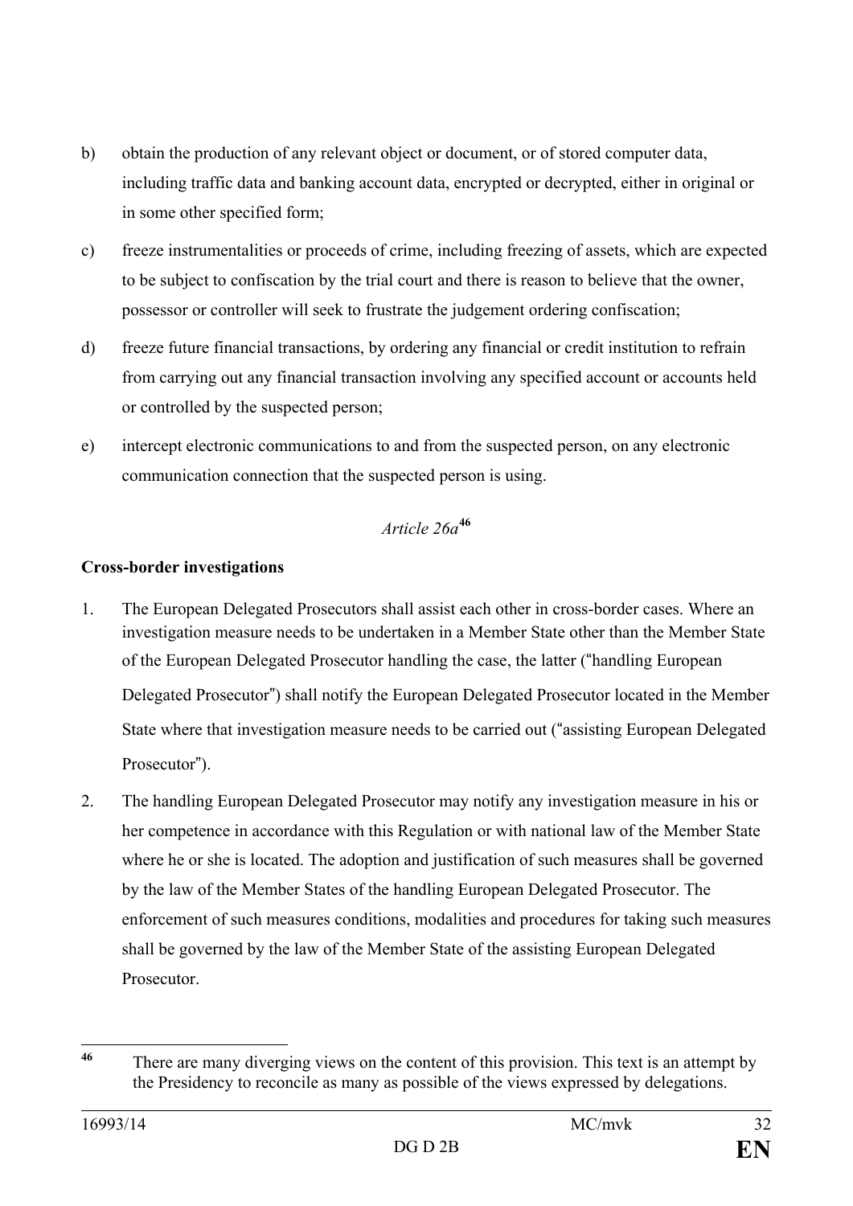b) obtain the production of any relevant object or document, or of stored computer data, including traffic data and banking account data, encrypted or decrypted, either in original or in some other specified form;

c) freeze instrumentalities or proceeds of crime, including freezing of assets, which are expected to be subject to confiscation by the trial court and there is reason to believe that the owner, possessor or controller will seek to frustrate the judgement ordering confiscation;

d) freeze future financial transactions, by ordering any financial or credit institution to refrain from carrying out any financial transaction involving any specified account or accounts held or controlled by the suspected person;

e) intercept electronic communications to and from the suspected person, on any electronic communication connection that the suspected person is using.

*Article 26a*[46]

**Cross-border investigations**

1. The European Delegated Prosecutors shall assist each other in cross-border cases. Where an investigation measure needs to be undertaken in a Member State other than the Member State of the European Delegated Prosecutor handling the case, the latter ("handling European Delegated Prosecutor") shall notify the European Delegated Prosecutor located in the Member State where that investigation measure needs to be carried out ("assisting European Delegated Prosecutor").

2. The handling European Delegated Prosecutor may notify any investigation measure in his or her competence in accordance with this Regulation or with national law of the Member State where he or she is located. The adoption and justification of such measures shall be governed by the law of the Member States of the handling European Delegated Prosecutor. The enforcement of such measures conditions, modalities and procedures for taking such measures shall be governed by the law of the Member State of the assisting European Delegated Prosecutor.

---

[46] There are many diverging views on the content of this provision. This text is an attempt by the Presidency to reconcile as many as possible of the views expressed by delegations.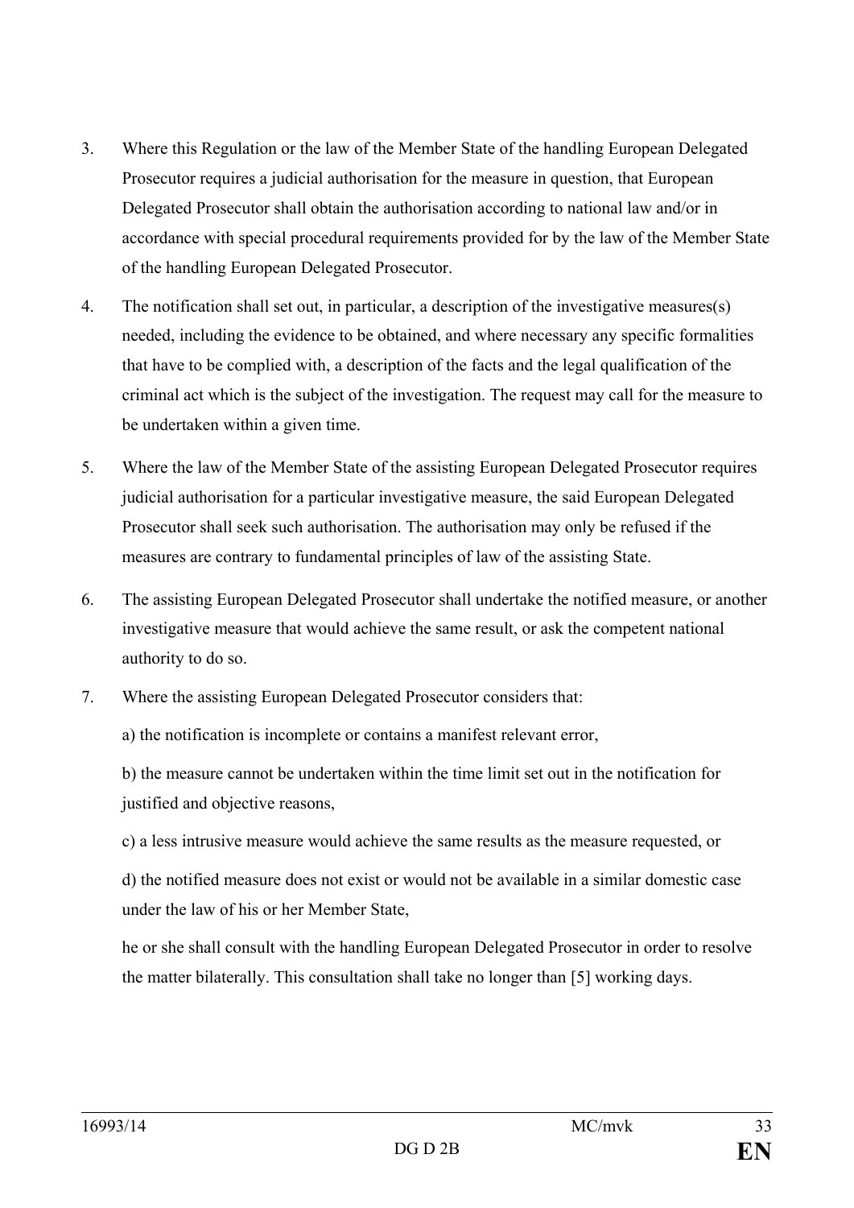3. Where this Regulation or the law of the Member State of the handling European Delegated Prosecutor requires a judicial authorisation for the measure in question, that European Delegated Prosecutor shall obtain the authorisation according to national law and/or in accordance with special procedural requirements provided for by the law of the Member State of the handling European Delegated Prosecutor.

4. The notification shall set out, in particular, a description of the investigative measures(s) needed, including the evidence to be obtained, and where necessary any specific formalities that have to be complied with, a description of the facts and the legal qualification of the criminal act which is the subject of the investigation. The request may call for the measure to be undertaken within a given time.

5. Where the law of the Member State of the assisting European Delegated Prosecutor requires judicial authorisation for a particular investigative measure, the said European Delegated Prosecutor shall seek such authorisation. The authorisation may only be refused if the measures are contrary to fundamental principles of law of the assisting State.

6. The assisting European Delegated Prosecutor shall undertake the notified measure, or another investigative measure that would achieve the same result, or ask the competent national authority to do so.

7. Where the assisting European Delegated Prosecutor considers that:

   a) the notification is incomplete or contains a manifest relevant error,

   b) the measure cannot be undertaken within the time limit set out in the notification for justified and objective reasons,

   c) a less intrusive measure would achieve the same results as the measure requested, or

   d) the notified measure does not exist or would not be available in a similar domestic case under the law of his or her Member State,

   he or she shall consult with the handling European Delegated Prosecutor in order to resolve the matter bilaterally. This consultation shall take no longer than [5] working days.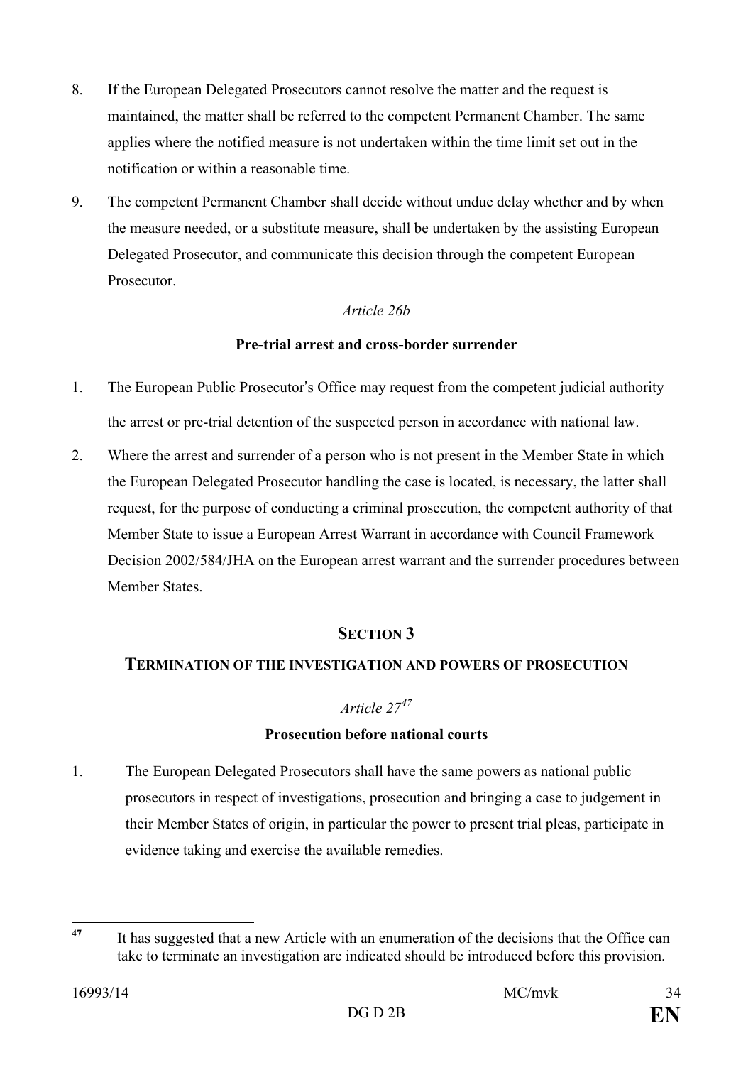8. If the European Delegated Prosecutors cannot resolve the matter and the request is maintained, the matter shall be referred to the competent Permanent Chamber. The same applies where the notified measure is not undertaken within the time limit set out in the notification or within a reasonable time.

9. The competent Permanent Chamber shall decide without undue delay whether and by when the measure needed, or a substitute measure, shall be undertaken by the assisting European Delegated Prosecutor, and communicate this decision through the competent European Prosecutor.

*Article 26b*

**Pre-trial arrest and cross-border surrender**

1. The European Public Prosecutor's Office may request from the competent judicial authority the arrest or pre-trial detention of the suspected person in accordance with national law.

2. Where the arrest and surrender of a person who is not present in the Member State in which the European Delegated Prosecutor handling the case is located, is necessary, the latter shall request, for the purpose of conducting a criminal prosecution, the competent authority of that Member State to issue a European Arrest Warrant in accordance with Council Framework Decision 2002/584/JHA on the European arrest warrant and the surrender procedures between Member States.

## SECTION 3

## TERMINATION OF THE INVESTIGATION AND POWERS OF PROSECUTION

*Article 27*[47]

**Prosecution before national courts**

1. The European Delegated Prosecutors shall have the same powers as national public prosecutors in respect of investigations, prosecution and bringing a case to judgement in their Member States of origin, in particular the power to present trial pleas, participate in evidence taking and exercise the available remedies.

---

[47] It has suggested that a new Article with an enumeration of the decisions that the Office can take to terminate an investigation are indicated should be introduced before this provision.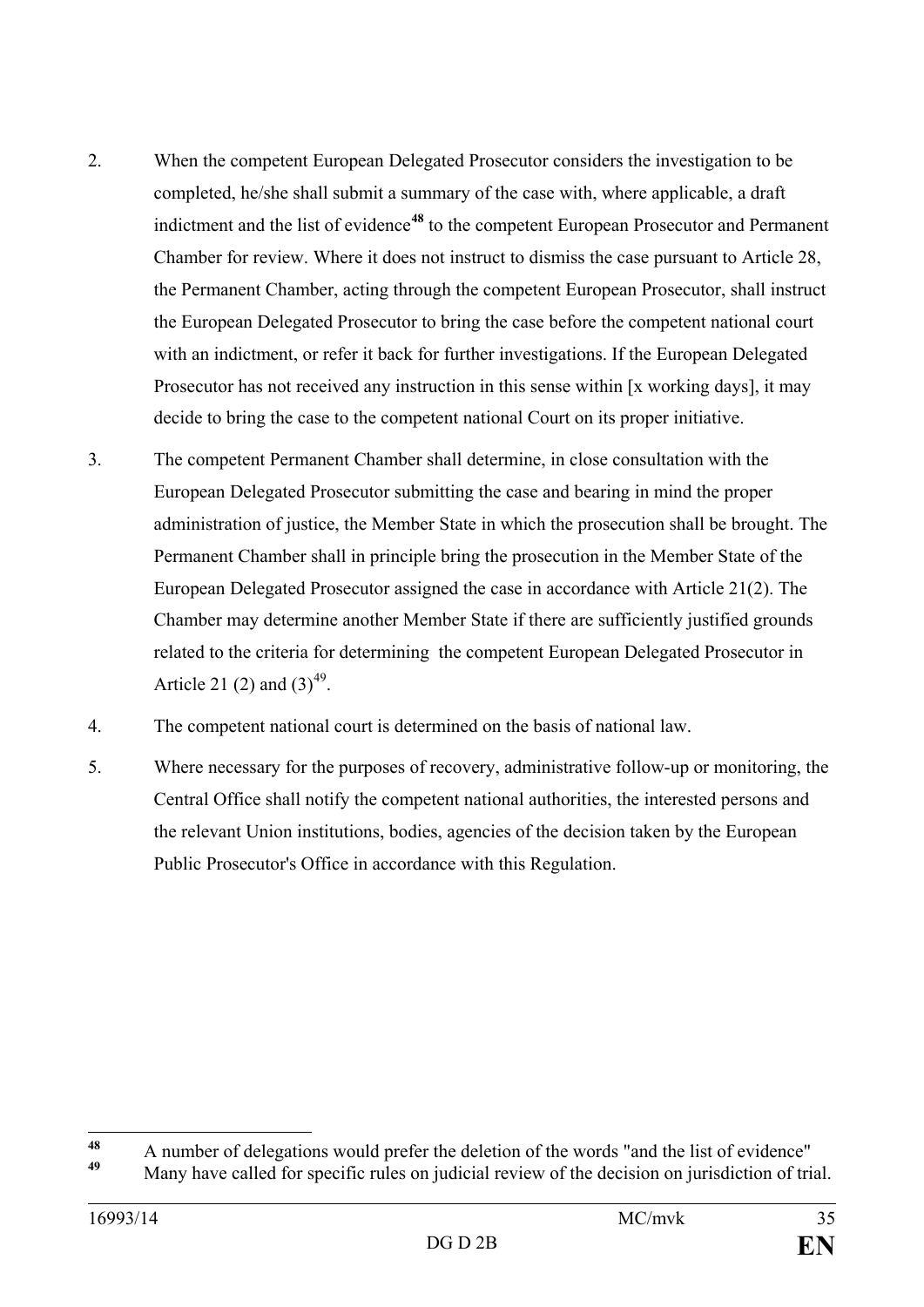2. When the competent European Delegated Prosecutor considers the investigation to be completed, he/she shall submit a summary of the case with, where applicable, a draft indictment and the list of evidence[48] to the competent European Prosecutor and Permanent Chamber for review. Where it does not instruct to dismiss the case pursuant to Article 28, the Permanent Chamber, acting through the competent European Prosecutor, shall instruct the European Delegated Prosecutor to bring the case before the competent national court with an indictment, or refer it back for further investigations. If the European Delegated Prosecutor has not received any instruction in this sense within [x working days], it may decide to bring the case to the competent national Court on its proper initiative.

3. The competent Permanent Chamber shall determine, in close consultation with the European Delegated Prosecutor submitting the case and bearing in mind the proper administration of justice, the Member State in which the prosecution shall be brought. The Permanent Chamber shall in principle bring the prosecution in the Member State of the European Delegated Prosecutor assigned the case in accordance with Article 21(2). The Chamber may determine another Member State if there are sufficiently justified grounds related to the criteria for determining the competent European Delegated Prosecutor in Article 21 (2) and (3)[49].

4. The competent national court is determined on the basis of national law.

5. Where necessary for the purposes of recovery, administrative follow-up or monitoring, the Central Office shall notify the competent national authorities, the interested persons and the relevant Union institutions, bodies, agencies of the decision taken by the European Public Prosecutor's Office in accordance with this Regulation.

---

[48] A number of delegations would prefer the deletion of the words "and the list of evidence"

[49] Many have called for specific rules on judicial review of the decision on jurisdiction of trial.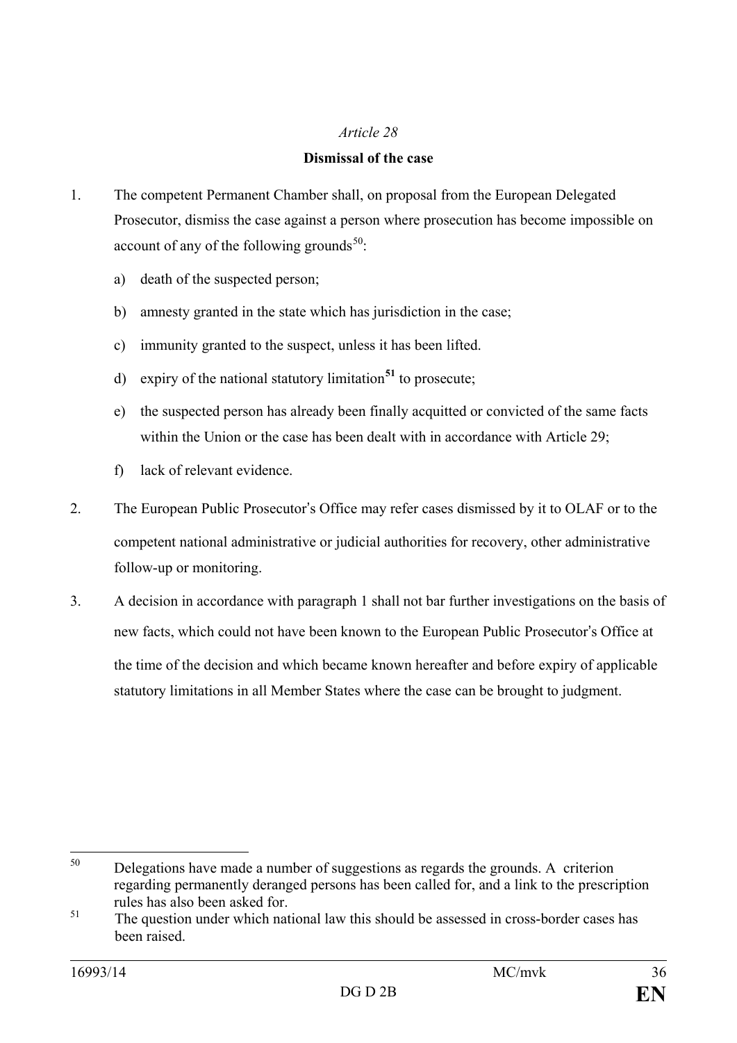*Article 28*

**Dismissal of the case**

1. The competent Permanent Chamber shall, on proposal from the European Delegated Prosecutor, dismiss the case against a person where prosecution has become impossible on account of any of the following grounds[50]:

   a) death of the suspected person;

   b) amnesty granted in the state which has jurisdiction in the case;

   c) immunity granted to the suspect, unless it has been lifted.

   d) expiry of the national statutory limitation[51] to prosecute;

   e) the suspected person has already been finally acquitted or convicted of the same facts within the Union or the case has been dealt with in accordance with Article 29;

   f) lack of relevant evidence.

2. The European Public Prosecutor's Office may refer cases dismissed by it to OLAF or to the competent national administrative or judicial authorities for recovery, other administrative follow-up or monitoring.

3. A decision in accordance with paragraph 1 shall not bar further investigations on the basis of new facts, which could not have been known to the European Public Prosecutor's Office at the time of the decision and which became known hereafter and before expiry of applicable statutory limitations in all Member States where the case can be brought to judgment.

---

[50] Delegations have made a number of suggestions as regards the grounds. A criterion regarding permanently deranged persons has been called for, and a link to the prescription rules has also been asked for.

[51] The question under which national law this should be assessed in cross-border cases has been raised.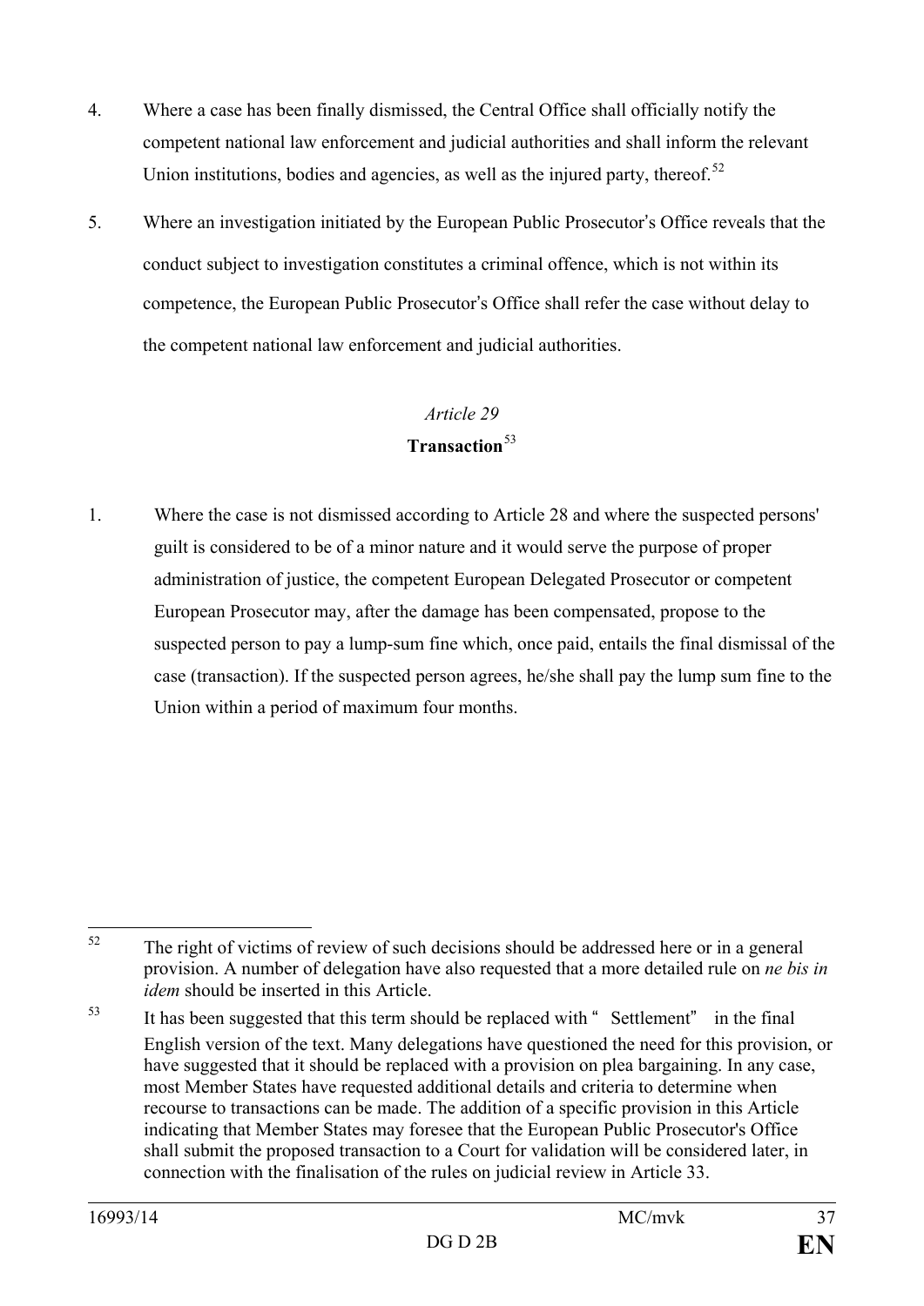4. Where a case has been finally dismissed, the Central Office shall officially notify the competent national law enforcement and judicial authorities and shall inform the relevant Union institutions, bodies and agencies, as well as the injured party, thereof.[52]

5. Where an investigation initiated by the European Public Prosecutor's Office reveals that the conduct subject to investigation constitutes a criminal offence, which is not within its competence, the European Public Prosecutor's Office shall refer the case without delay to the competent national law enforcement and judicial authorities.

*Article 29*

**Transaction**[53]

1. Where the case is not dismissed according to Article 28 and where the suspected persons' guilt is considered to be of a minor nature and it would serve the purpose of proper administration of justice, the competent European Delegated Prosecutor or competent European Prosecutor may, after the damage has been compensated, propose to the suspected person to pay a lump-sum fine which, once paid, entails the final dismissal of the case (transaction). If the suspected person agrees, he/she shall pay the lump sum fine to the Union within a period of maximum four months.

---

[52] The right of victims of review of such decisions should be addressed here or in a general provision. A number of delegation have also requested that a more detailed rule on *ne bis in idem* should be inserted in this Article.

[53] It has been suggested that this term should be replaced with "Settlement" in the final English version of the text. Many delegations have questioned the need for this provision, or have suggested that it should be replaced with a provision on plea bargaining. In any case, most Member States have requested additional details and criteria to determine when recourse to transactions can be made. The addition of a specific provision in this Article indicating that Member States may foresee that the European Public Prosecutor's Office shall submit the proposed transaction to a Court for validation will be considered later, in connection with the finalisation of the rules on judicial review in Article 33.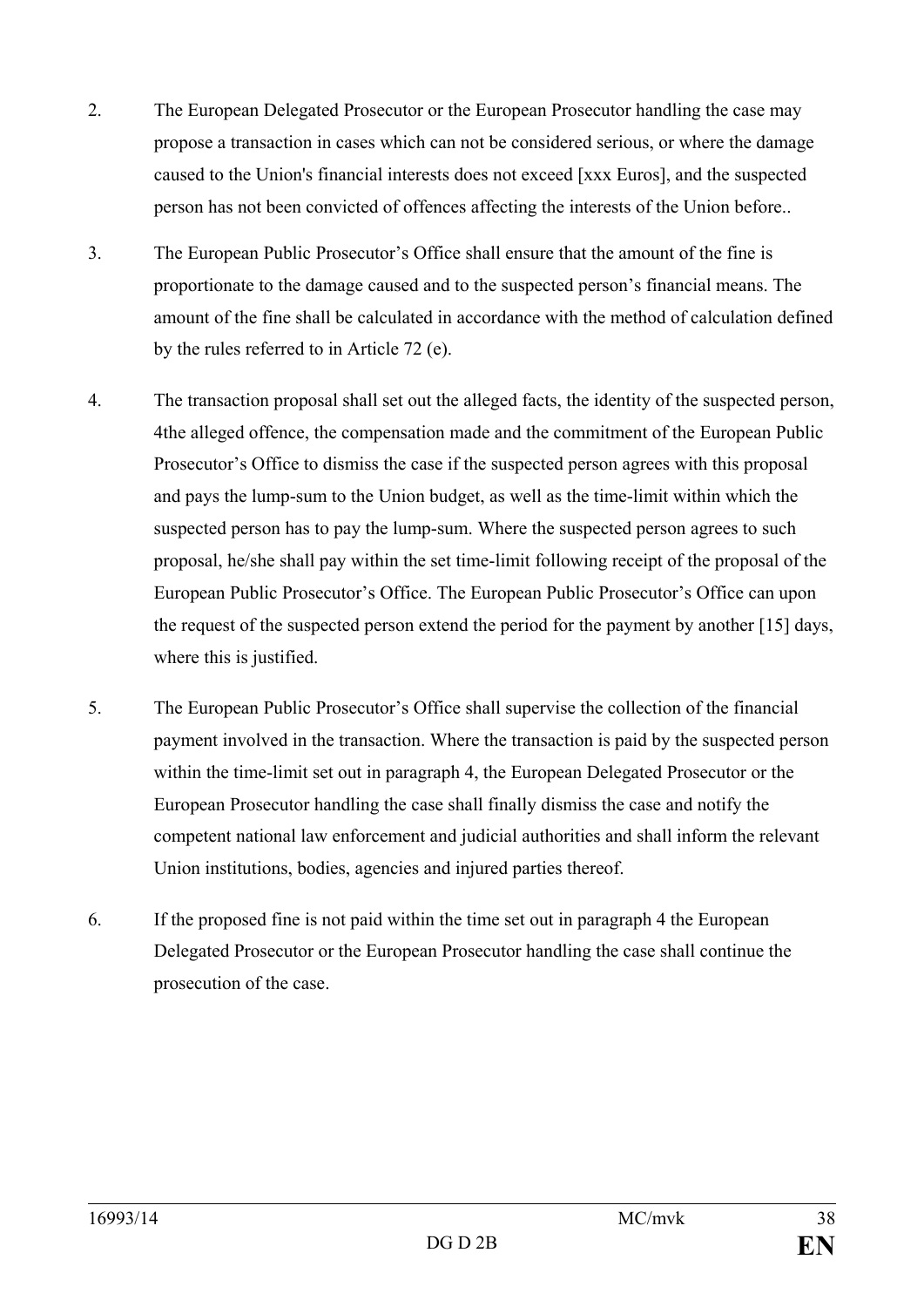2. The European Delegated Prosecutor or the European Prosecutor handling the case may propose a transaction in cases which can not be considered serious, or where the damage caused to the Union's financial interests does not exceed [xxx Euros], and the suspected person has not been convicted of offences affecting the interests of the Union before..

3. The European Public Prosecutor's Office shall ensure that the amount of the fine is proportionate to the damage caused and to the suspected person's financial means. The amount of the fine shall be calculated in accordance with the method of calculation defined by the rules referred to in Article 72 (e).

4. The transaction proposal shall set out the alleged facts, the identity of the suspected person, 4the alleged offence, the compensation made and the commitment of the European Public Prosecutor's Office to dismiss the case if the suspected person agrees with this proposal and pays the lump-sum to the Union budget, as well as the time-limit within which the suspected person has to pay the lump-sum. Where the suspected person agrees to such proposal, he/she shall pay within the set time-limit following receipt of the proposal of the European Public Prosecutor's Office. The European Public Prosecutor's Office can upon the request of the suspected person extend the period for the payment by another [15] days, where this is justified.

5. The European Public Prosecutor's Office shall supervise the collection of the financial payment involved in the transaction. Where the transaction is paid by the suspected person within the time-limit set out in paragraph 4, the European Delegated Prosecutor or the European Prosecutor handling the case shall finally dismiss the case and notify the competent national law enforcement and judicial authorities and shall inform the relevant Union institutions, bodies, agencies and injured parties thereof.

6. If the proposed fine is not paid within the time set out in paragraph 4 the European Delegated Prosecutor or the European Prosecutor handling the case shall continue the prosecution of the case.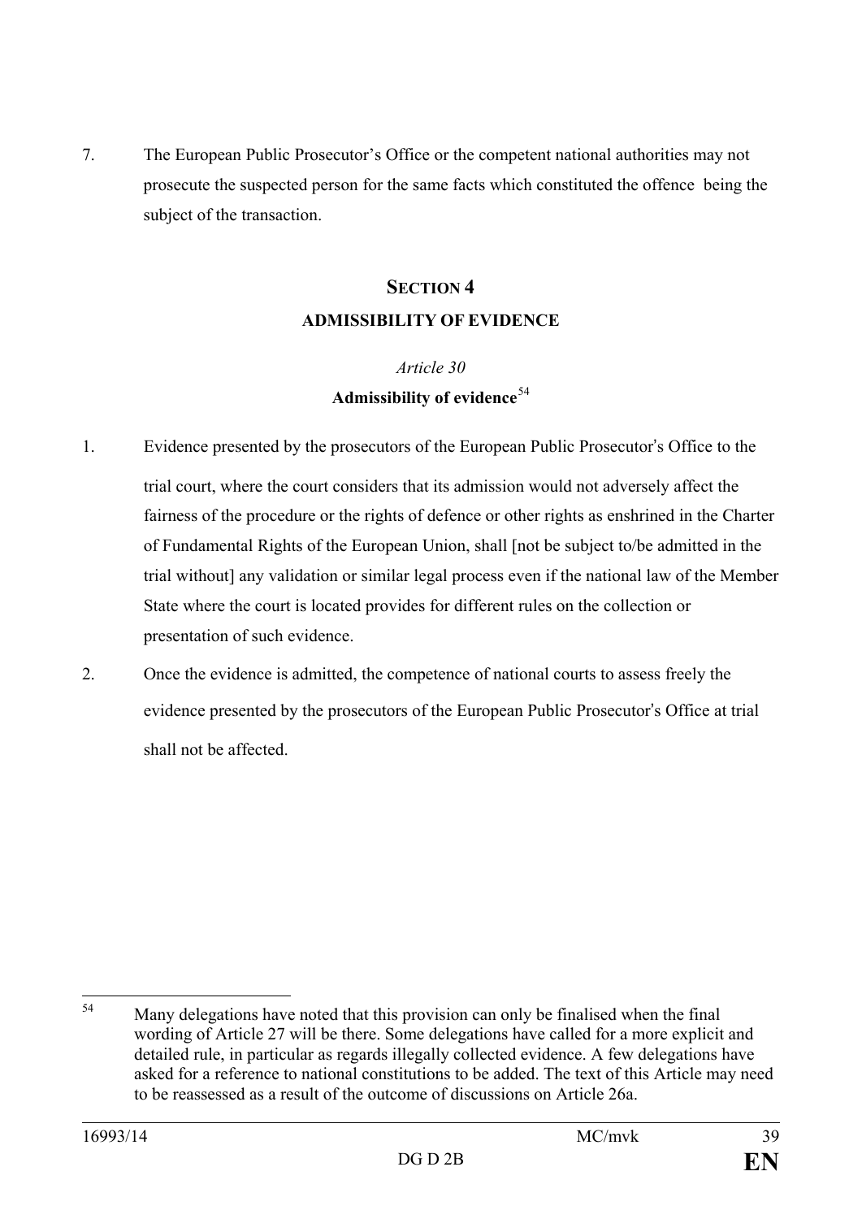7. The European Public Prosecutor's Office or the competent national authorities may not prosecute the suspected person for the same facts which constituted the offence being the subject of the transaction.

## SECTION 4

## ADMISSIBILITY OF EVIDENCE

*Article 30*

**Admissibility of evidence**[54]

1. Evidence presented by the prosecutors of the European Public Prosecutor's Office to the trial court, where the court considers that its admission would not adversely affect the fairness of the procedure or the rights of defence or other rights as enshrined in the Charter of Fundamental Rights of the European Union, shall [not be subject to/be admitted in the trial without] any validation or similar legal process even if the national law of the Member State where the court is located provides for different rules on the collection or presentation of such evidence.

2. Once the evidence is admitted, the competence of national courts to assess freely the evidence presented by the prosecutors of the European Public Prosecutor's Office at trial shall not be affected.

---

[54] Many delegations have noted that this provision can only be finalised when the final wording of Article 27 will be there. Some delegations have called for a more explicit and detailed rule, in particular as regards illegally collected evidence. A few delegations have asked for a reference to national constitutions to be added. The text of this Article may need to be reassessed as a result of the outcome of discussions on Article 26a.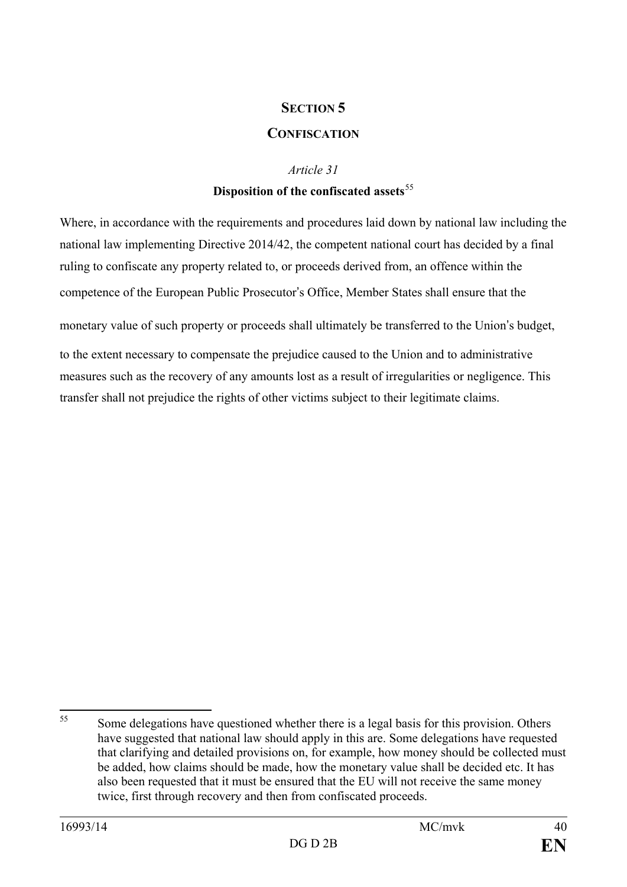## SECTION 5

## CONFISCATION

*Article 31*

**Disposition of the confiscated assets**[55]

Where, in accordance with the requirements and procedures laid down by national law including the national law implementing Directive 2014/42, the competent national court has decided by a final ruling to confiscate any property related to, or proceeds derived from, an offence within the competence of the European Public Prosecutor's Office, Member States shall ensure that the monetary value of such property or proceeds shall ultimately be transferred to the Union's budget, to the extent necessary to compensate the prejudice caused to the Union and to administrative measures such as the recovery of any amounts lost as a result of irregularities or negligence. This transfer shall not prejudice the rights of other victims subject to their legitimate claims.

---

[55] Some delegations have questioned whether there is a legal basis for this provision. Others have suggested that national law should apply in this are. Some delegations have requested that clarifying and detailed provisions on, for example, how money should be collected must be added, how claims should be made, how the monetary value shall be decided etc. It has also been requested that it must be ensured that the EU will not receive the same money twice, first through recovery and then from confiscated proceeds.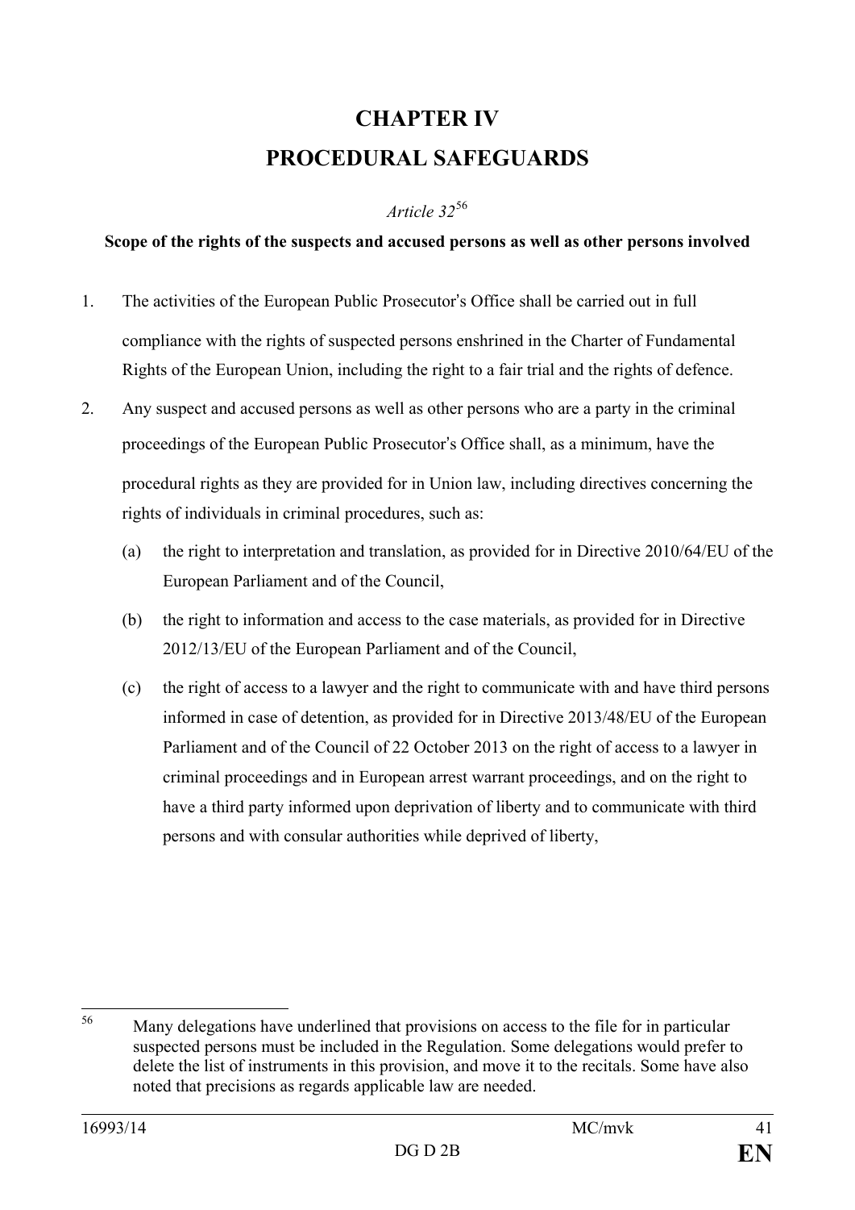# CHAPTER IV
# PROCEDURAL SAFEGUARDS

*Article 32*[56]

**Scope of the rights of the suspects and accused persons as well as other persons involved**

1. The activities of the European Public Prosecutor's Office shall be carried out in full compliance with the rights of suspected persons enshrined in the Charter of Fundamental Rights of the European Union, including the right to a fair trial and the rights of defence.

2. Any suspect and accused persons as well as other persons who are a party in the criminal proceedings of the European Public Prosecutor's Office shall, as a minimum, have the procedural rights as they are provided for in Union law, including directives concerning the rights of individuals in criminal procedures, such as:

   (a) the right to interpretation and translation, as provided for in Directive 2010/64/EU of the European Parliament and of the Council,

   (b) the right to information and access to the case materials, as provided for in Directive 2012/13/EU of the European Parliament and of the Council,

   (c) the right of access to a lawyer and the right to communicate with and have third persons informed in case of detention, as provided for in Directive 2013/48/EU of the European Parliament and of the Council of 22 October 2013 on the right of access to a lawyer in criminal proceedings and in European arrest warrant proceedings, and on the right to have a third party informed upon deprivation of liberty and to communicate with third persons and with consular authorities while deprived of liberty,

---

[56] Many delegations have underlined that provisions on access to the file for in particular suspected persons must be included in the Regulation. Some delegations would prefer to delete the list of instruments in this provision, and move it to the recitals. Some have also noted that precisions as regards applicable law are needed.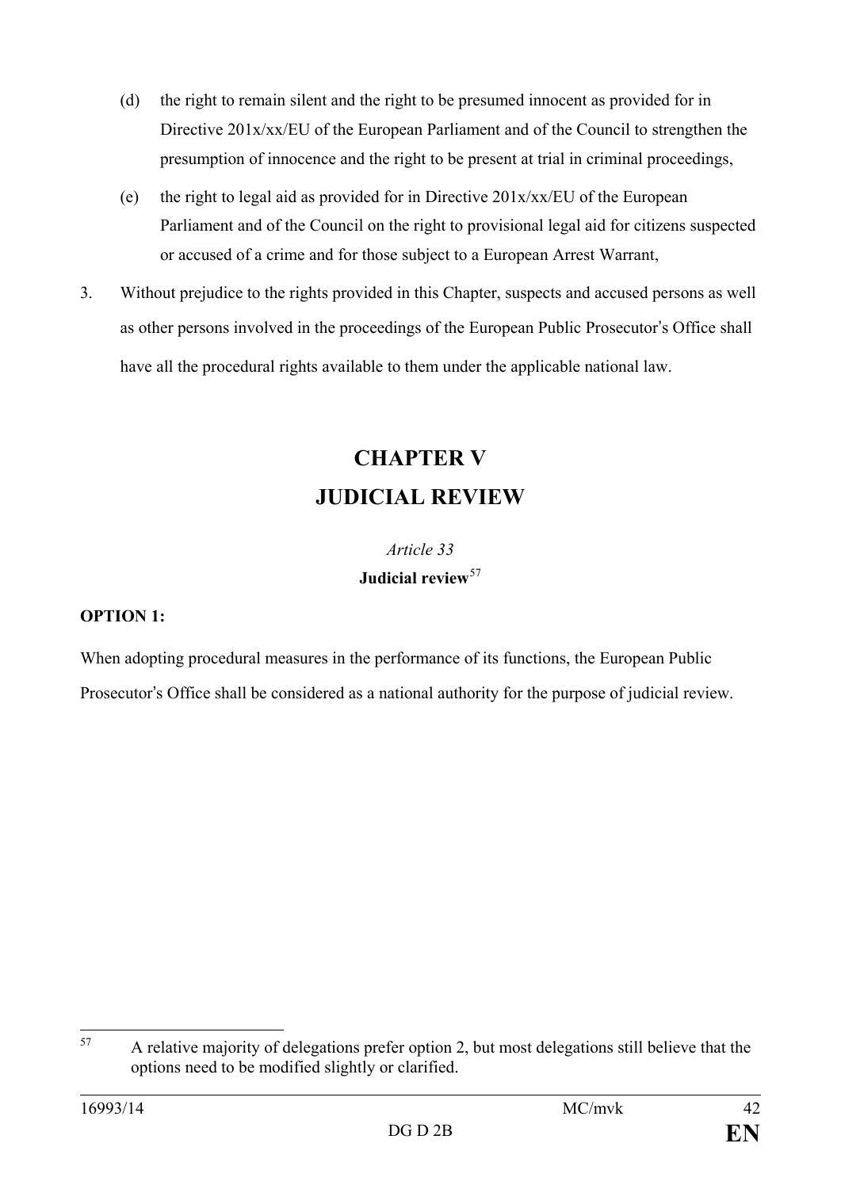(d) the right to remain silent and the right to be presumed innocent as provided for in Directive 201x/xx/EU of the European Parliament and of the Council to strengthen the presumption of innocence and the right to be present at trial in criminal proceedings,

(e) the right to legal aid as provided for in Directive 201x/xx/EU of the European Parliament and of the Council on the right to provisional legal aid for citizens suspected or accused of a crime and for those subject to a European Arrest Warrant,

3. Without prejudice to the rights provided in this Chapter, suspects and accused persons as well as other persons involved in the proceedings of the European Public Prosecutor's Office shall have all the procedural rights available to them under the applicable national law.

# CHAPTER V
# JUDICIAL REVIEW

*Article 33*

**Judicial review**[57]

**OPTION 1:**

When adopting procedural measures in the performance of its functions, the European Public Prosecutor's Office shall be considered as a national authority for the purpose of judicial review.

---

[57] A relative majority of delegations prefer option 2, but most delegations still believe that the options need to be modified slightly or clarified.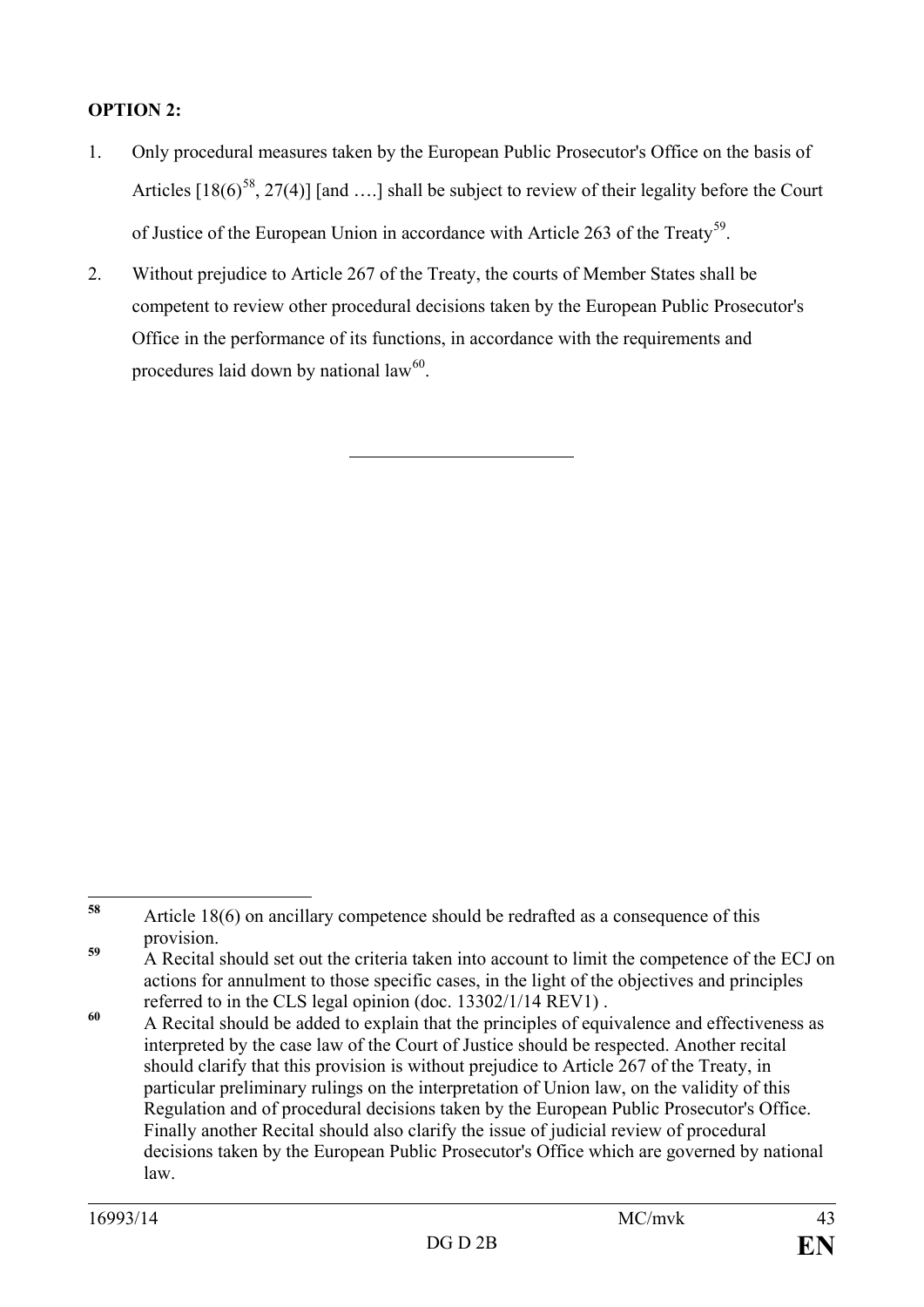**OPTION 2:**

1. Only procedural measures taken by the European Public Prosecutor's Office on the basis of Articles [18(6)[58], 27(4)] [and ….] shall be subject to review of their legality before the Court of Justice of the European Union in accordance with Article 263 of the Treaty[59].

2. Without prejudice to Article 267 of the Treaty, the courts of Member States shall be competent to review other procedural decisions taken by the European Public Prosecutor's Office in the performance of its functions, in accordance with the requirements and procedures laid down by national law[60].

---

[58] Article 18(6) on ancillary competence should be redrafted as a consequence of this provision.

[59] A Recital should set out the criteria taken into account to limit the competence of the ECJ on actions for annulment to those specific cases, in the light of the objectives and principles referred to in the CLS legal opinion (doc. 13302/1/14 REV1) .

[60] A Recital should be added to explain that the principles of equivalence and effectiveness as interpreted by the case law of the Court of Justice should be respected. Another recital should clarify that this provision is without prejudice to Article 267 of the Treaty, in particular preliminary rulings on the interpretation of Union law, on the validity of this Regulation and of procedural decisions taken by the European Public Prosecutor's Office. Finally another Recital should also clarify the issue of judicial review of procedural decisions taken by the European Public Prosecutor's Office which are governed by national law.